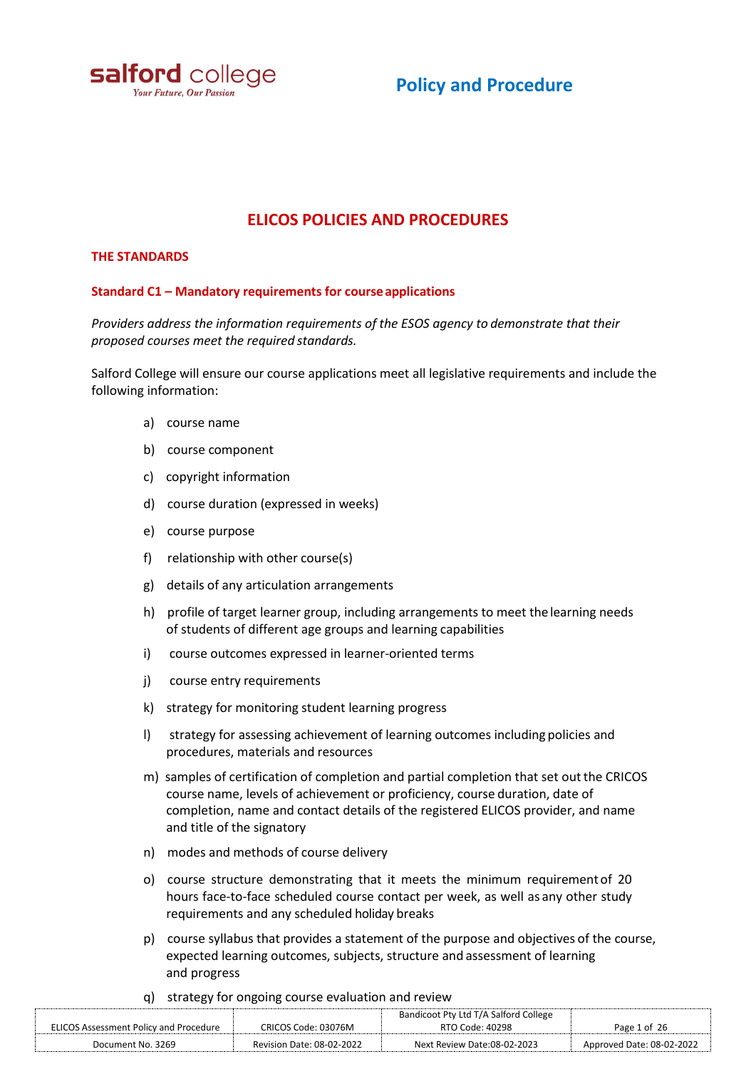# Policy and Procedure

## ELICOS POLICIES AND PROCEDURES

### THE STANDARDS

### Standard C1 – Mandatory requirements for course applications

*Providers address the information requirements of the ESOS agency to demonstrate that their proposed courses meet the required standards.*

Salford College will ensure our course applications meet all legislative requirements and include the following information:

a) course name

b) course component

c) copyright information

d) course duration (expressed in weeks)

e) course purpose

f) relationship with other course(s)

g) details of any articulation arrangements

h) profile of target learner group, including arrangements to meet the learning needs of students of different age groups and learning capabilities

i) course outcomes expressed in learner-oriented terms

j) course entry requirements

k) strategy for monitoring student learning progress

l) strategy for assessing achievement of learning outcomes including policies and procedures, materials and resources

m) samples of certification of completion and partial completion that set out the CRICOS course name, levels of achievement or proficiency, course duration, date of completion, name and contact details of the registered ELICOS provider, and name and title of the signatory

n) modes and methods of course delivery

o) course structure demonstrating that it meets the minimum requirement of 20 hours face-to-face scheduled course contact per week, as well as any other study requirements and any scheduled holiday breaks

p) course syllabus that provides a statement of the purpose and objectives of the course, expected learning outcomes, subjects, structure and assessment of learning and progress

q) strategy for ongoing course evaluation and review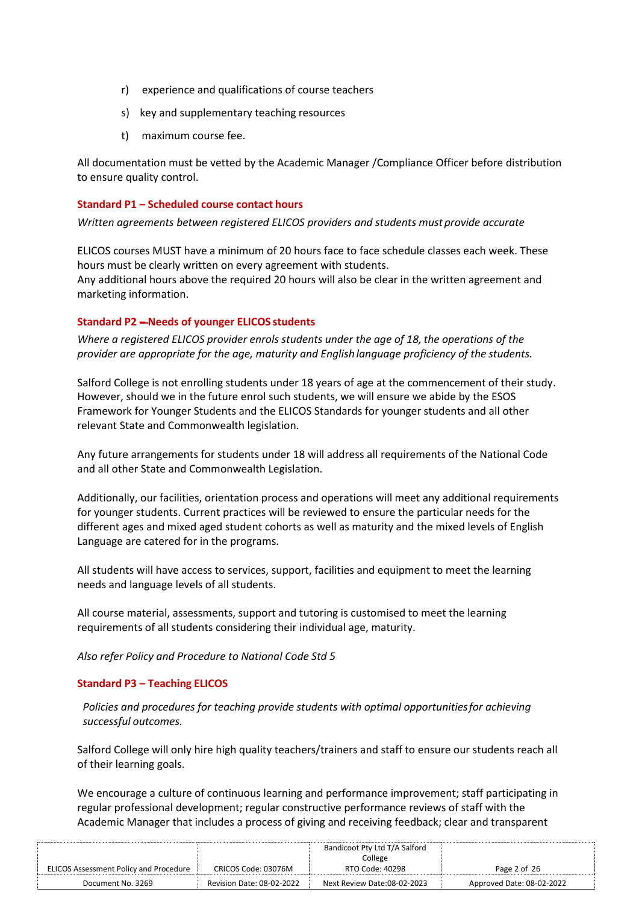r) experience and qualifications of course teachers

s) key and supplementary teaching resources

t) maximum course fee.

All documentation must be vetted by the Academic Manager /Compliance Officer before distribution to ensure quality control.

### Standard P1 – Scheduled course contact hours

*Written agreements between registered ELICOS providers and students must provide accurate*

ELICOS courses MUST have a minimum of 20 hours face to face schedule classes each week. These hours must be clearly written on every agreement with students.
Any additional hours above the required 20 hours will also be clear in the written agreement and marketing information.

### Standard P2 – Needs of younger ELICOS students

*Where a registered ELICOS provider enrols students under the age of 18, the operations of the provider are appropriate for the age, maturity and English language proficiency of the students.*

Salford College is not enrolling students under 18 years of age at the commencement of their study. However, should we in the future enrol such students, we will ensure we abide by the ESOS Framework for Younger Students and the ELICOS Standards for younger students and all other relevant State and Commonwealth legislation.

Any future arrangements for students under 18 will address all requirements of the National Code and all other State and Commonwealth Legislation.

Additionally, our facilities, orientation process and operations will meet any additional requirements for younger students. Current practices will be reviewed to ensure the particular needs for the different ages and mixed aged student cohorts as well as maturity and the mixed levels of English Language are catered for in the programs.

All students will have access to services, support, facilities and equipment to meet the learning needs and language levels of all students.

All course material, assessments, support and tutoring is customised to meet the learning requirements of all students considering their individual age, maturity.

*Also refer Policy and Procedure to National Code Std 5*

### Standard P3 – Teaching ELICOS

*Policies and procedures for teaching provide students with optimal opportunities for achieving successful outcomes.*

Salford College will only hire high quality teachers/trainers and staff to ensure our students reach all of their learning goals.

We encourage a culture of continuous learning and performance improvement; staff participating in regular professional development; regular constructive performance reviews of staff with the Academic Manager that includes a process of giving and receiving feedback; clear and transparent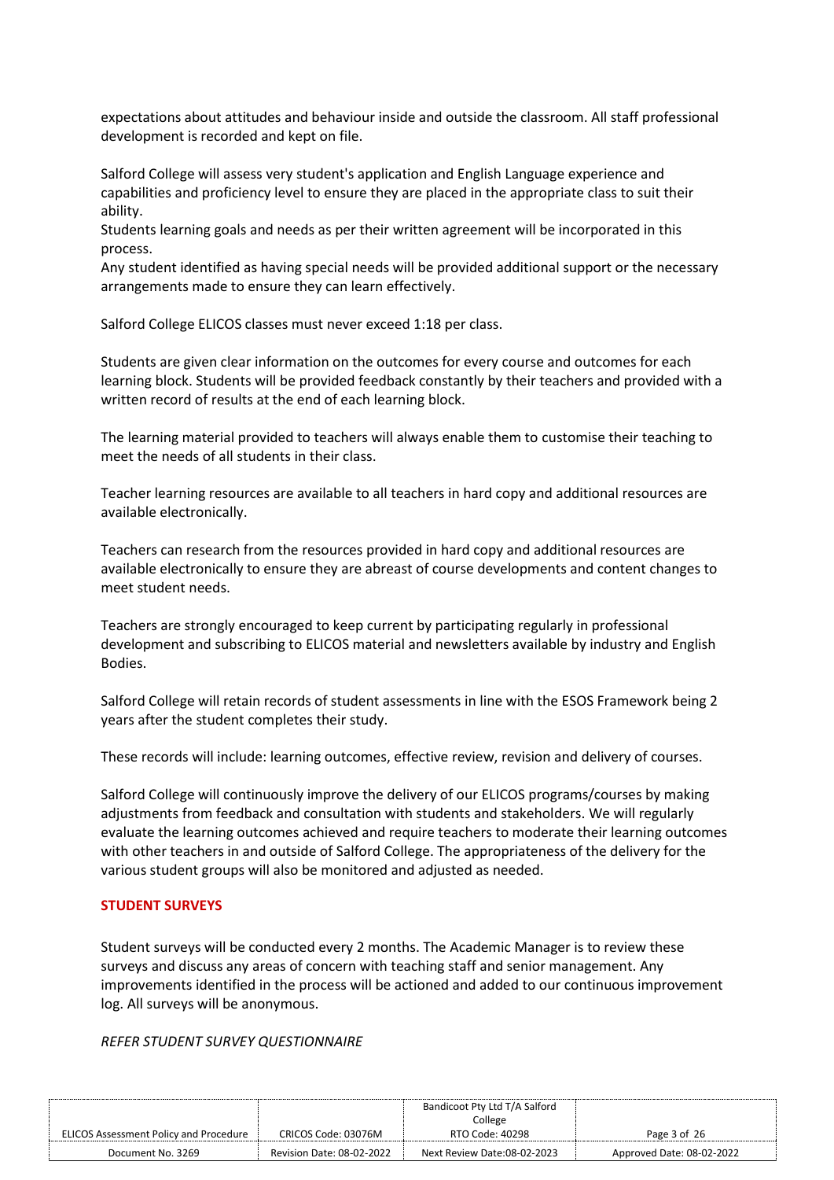expectations about attitudes and behaviour inside and outside the classroom. All staff professional development is recorded and kept on file.

Salford College will assess very student's application and English Language experience and capabilities and proficiency level to ensure they are placed in the appropriate class to suit their ability.
Students learning goals and needs as per their written agreement will be incorporated in this process.
Any student identified as having special needs will be provided additional support or the necessary arrangements made to ensure they can learn effectively.

Salford College ELICOS classes must never exceed 1:18 per class.

Students are given clear information on the outcomes for every course and outcomes for each learning block. Students will be provided feedback constantly by their teachers and provided with a written record of results at the end of each learning block.

The learning material provided to teachers will always enable them to customise their teaching to meet the needs of all students in their class.

Teacher learning resources are available to all teachers in hard copy and additional resources are available electronically.

Teachers can research from the resources provided in hard copy and additional resources are available electronically to ensure they are abreast of course developments and content changes to meet student needs.

Teachers are strongly encouraged to keep current by participating regularly in professional development and subscribing to ELICOS material and newsletters available by industry and English Bodies.

Salford College will retain records of student assessments in line with the ESOS Framework being 2 years after the student completes their study.

These records will include: learning outcomes, effective review, revision and delivery of courses.

Salford College will continuously improve the delivery of our ELICOS programs/courses by making adjustments from feedback and consultation with students and stakeholders. We will regularly evaluate the learning outcomes achieved and require teachers to moderate their learning outcomes with other teachers in and outside of Salford College. The appropriateness of the delivery for the various student groups will also be monitored and adjusted as needed.

## STUDENT SURVEYS

Student surveys will be conducted every 2 months. The Academic Manager is to review these surveys and discuss any areas of concern with teaching staff and senior management. Any improvements identified in the process will be actioned and added to our continuous improvement log. All surveys will be anonymous.

*REFER STUDENT SURVEY QUESTIONNAIRE*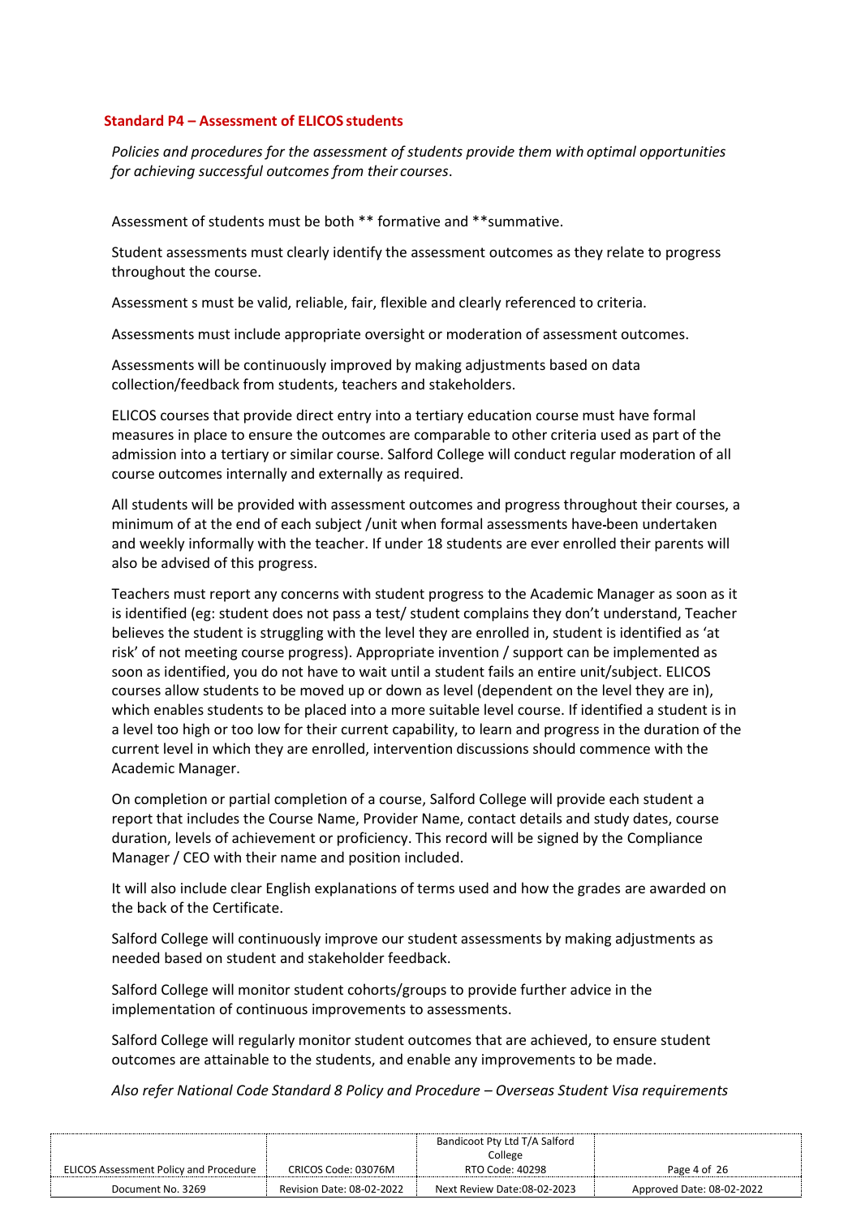**Standard P4 – Assessment of ELICOS students**

*Policies and procedures for the assessment of students provide them with optimal opportunities for achieving successful outcomes from their courses.*

Assessment of students must be both ** formative and **summative.

Student assessments must clearly identify the assessment outcomes as they relate to progress throughout the course.

Assessment s must be valid, reliable, fair, flexible and clearly referenced to criteria.

Assessments must include appropriate oversight or moderation of assessment outcomes.

Assessments will be continuously improved by making adjustments based on data collection/feedback from students, teachers and stakeholders.

ELICOS courses that provide direct entry into a tertiary education course must have formal measures in place to ensure the outcomes are comparable to other criteria used as part of the admission into a tertiary or similar course. Salford College will conduct regular moderation of all course outcomes internally and externally as required.

All students will be provided with assessment outcomes and progress throughout their courses, a minimum of at the end of each subject /unit when formal assessments have been undertaken and weekly informally with the teacher. If under 18 students are ever enrolled their parents will also be advised of this progress.

Teachers must report any concerns with student progress to the Academic Manager as soon as it is identified (eg: student does not pass a test/ student complains they don't understand, Teacher believes the student is struggling with the level they are enrolled in, student is identified as 'at risk' of not meeting course progress). Appropriate invention / support can be implemented as soon as identified, you do not have to wait until a student fails an entire unit/subject. ELICOS courses allow students to be moved up or down as level (dependent on the level they are in), which enables students to be placed into a more suitable level course. If identified a student is in a level too high or too low for their current capability, to learn and progress in the duration of the current level in which they are enrolled, intervention discussions should commence with the Academic Manager.

On completion or partial completion of a course, Salford College will provide each student a report that includes the Course Name, Provider Name, contact details and study dates, course duration, levels of achievement or proficiency. This record will be signed by the Compliance Manager / CEO with their name and position included.

It will also include clear English explanations of terms used and how the grades are awarded on the back of the Certificate.

Salford College will continuously improve our student assessments by making adjustments as needed based on student and stakeholder feedback.

Salford College will monitor student cohorts/groups to provide further advice in the implementation of continuous improvements to assessments.

Salford College will regularly monitor student outcomes that are achieved, to ensure student outcomes are attainable to the students, and enable any improvements to be made.

*Also refer National Code Standard 8 Policy and Procedure – Overseas Student Visa requirements*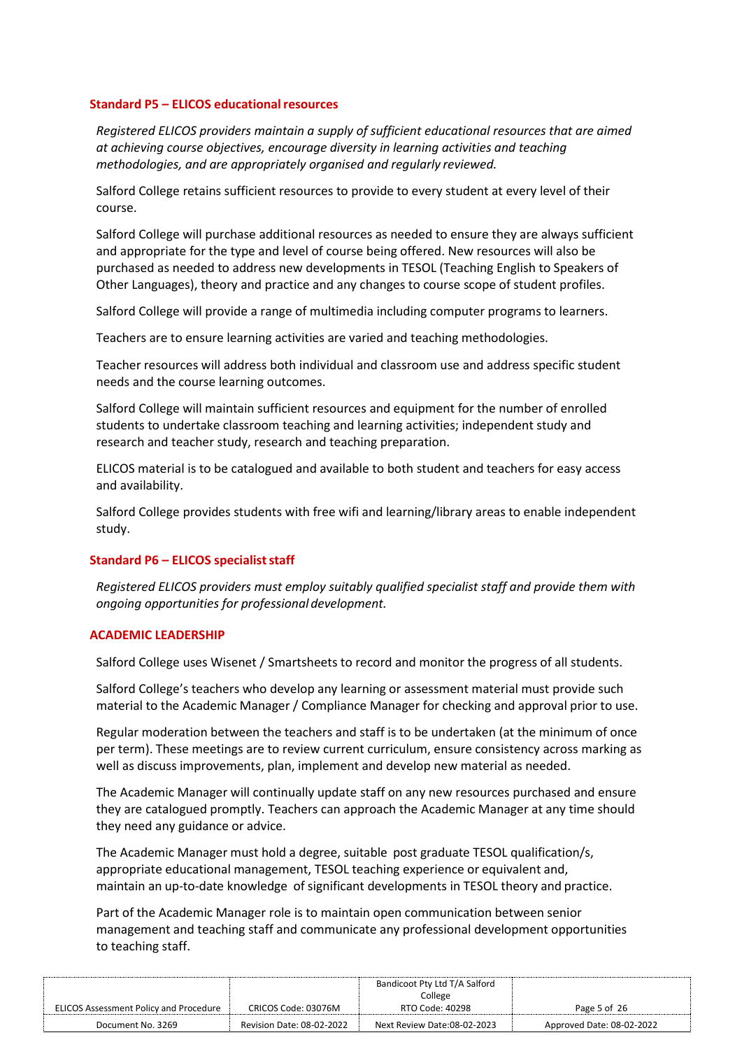### Standard P5 – ELICOS educational resources

*Registered ELICOS providers maintain a supply of sufficient educational resources that are aimed at achieving course objectives, encourage diversity in learning activities and teaching methodologies, and are appropriately organised and regularly reviewed.*

Salford College retains sufficient resources to provide to every student at every level of their course.

Salford College will purchase additional resources as needed to ensure they are always sufficient and appropriate for the type and level of course being offered. New resources will also be purchased as needed to address new developments in TESOL (Teaching English to Speakers of Other Languages), theory and practice and any changes to course scope of student profiles.

Salford College will provide a range of multimedia including computer programs to learners.

Teachers are to ensure learning activities are varied and teaching methodologies.

Teacher resources will address both individual and classroom use and address specific student needs and the course learning outcomes.

Salford College will maintain sufficient resources and equipment for the number of enrolled students to undertake classroom teaching and learning activities; independent study and research and teacher study, research and teaching preparation.

ELICOS material is to be catalogued and available to both student and teachers for easy access and availability.

Salford College provides students with free wifi and learning/library areas to enable independent study.

### Standard P6 – ELICOS specialist staff

*Registered ELICOS providers must employ suitably qualified specialist staff and provide them with ongoing opportunities for professional development.*

### ACADEMIC LEADERSHIP

Salford College uses Wisenet / Smartsheets to record and monitor the progress of all students.

Salford College's teachers who develop any learning or assessment material must provide such material to the Academic Manager / Compliance Manager for checking and approval prior to use.

Regular moderation between the teachers and staff is to be undertaken (at the minimum of once per term). These meetings are to review current curriculum, ensure consistency across marking as well as discuss improvements, plan, implement and develop new material as needed.

The Academic Manager will continually update staff on any new resources purchased and ensure they are catalogued promptly. Teachers can approach the Academic Manager at any time should they need any guidance or advice.

The Academic Manager must hold a degree, suitable post graduate TESOL qualification/s, appropriate educational management, TESOL teaching experience or equivalent and, maintain an up-to-date knowledge of significant developments in TESOL theory and practice.

Part of the Academic Manager role is to maintain open communication between senior management and teaching staff and communicate any professional development opportunities to teaching staff.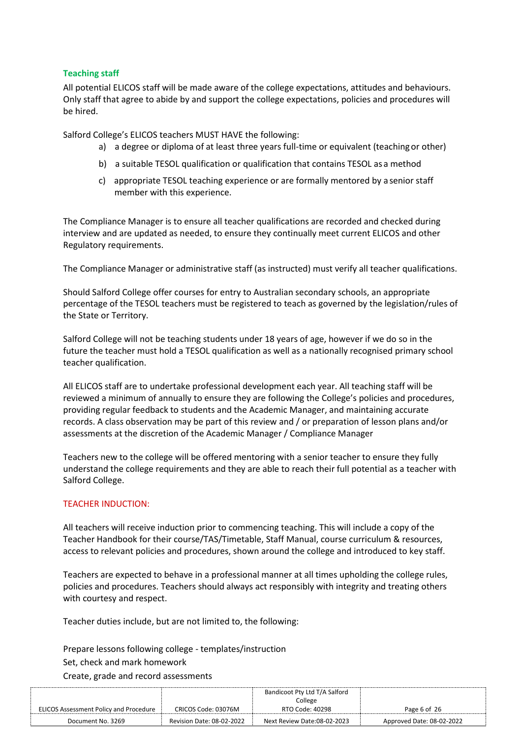### Teaching staff

All potential ELICOS staff will be made aware of the college expectations, attitudes and behaviours. Only staff that agree to abide by and support the college expectations, policies and procedures will be hired.

Salford College's ELICOS teachers MUST HAVE the following:

a) a degree or diploma of at least three years full-time or equivalent (teaching or other)

b) a suitable TESOL qualification or qualification that contains TESOL as a method

c) appropriate TESOL teaching experience or are formally mentored by a senior staff member with this experience.

The Compliance Manager is to ensure all teacher qualifications are recorded and checked during interview and are updated as needed, to ensure they continually meet current ELICOS and other Regulatory requirements.

The Compliance Manager or administrative staff (as instructed) must verify all teacher qualifications.

Should Salford College offer courses for entry to Australian secondary schools, an appropriate percentage of the TESOL teachers must be registered to teach as governed by the legislation/rules of the State or Territory.

Salford College will not be teaching students under 18 years of age, however if we do so in the future the teacher must hold a TESOL qualification as well as a nationally recognised primary school teacher qualification.

All ELICOS staff are to undertake professional development each year. All teaching staff will be reviewed a minimum of annually to ensure they are following the College's policies and procedures, providing regular feedback to students and the Academic Manager, and maintaining accurate records. A class observation may be part of this review and / or preparation of lesson plans and/or assessments at the discretion of the Academic Manager / Compliance Manager

Teachers new to the college will be offered mentoring with a senior teacher to ensure they fully understand the college requirements and they are able to reach their full potential as a teacher with Salford College.

### TEACHER INDUCTION:

All teachers will receive induction prior to commencing teaching. This will include a copy of the Teacher Handbook for their course/TAS/Timetable, Staff Manual, course curriculum & resources, access to relevant policies and procedures, shown around the college and introduced to key staff.

Teachers are expected to behave in a professional manner at all times upholding the college rules, policies and procedures. Teachers should always act responsibly with integrity and treating others with courtesy and respect.

Teacher duties include, but are not limited to, the following:

Prepare lessons following college - templates/instruction

Set, check and mark homework

Create, grade and record assessments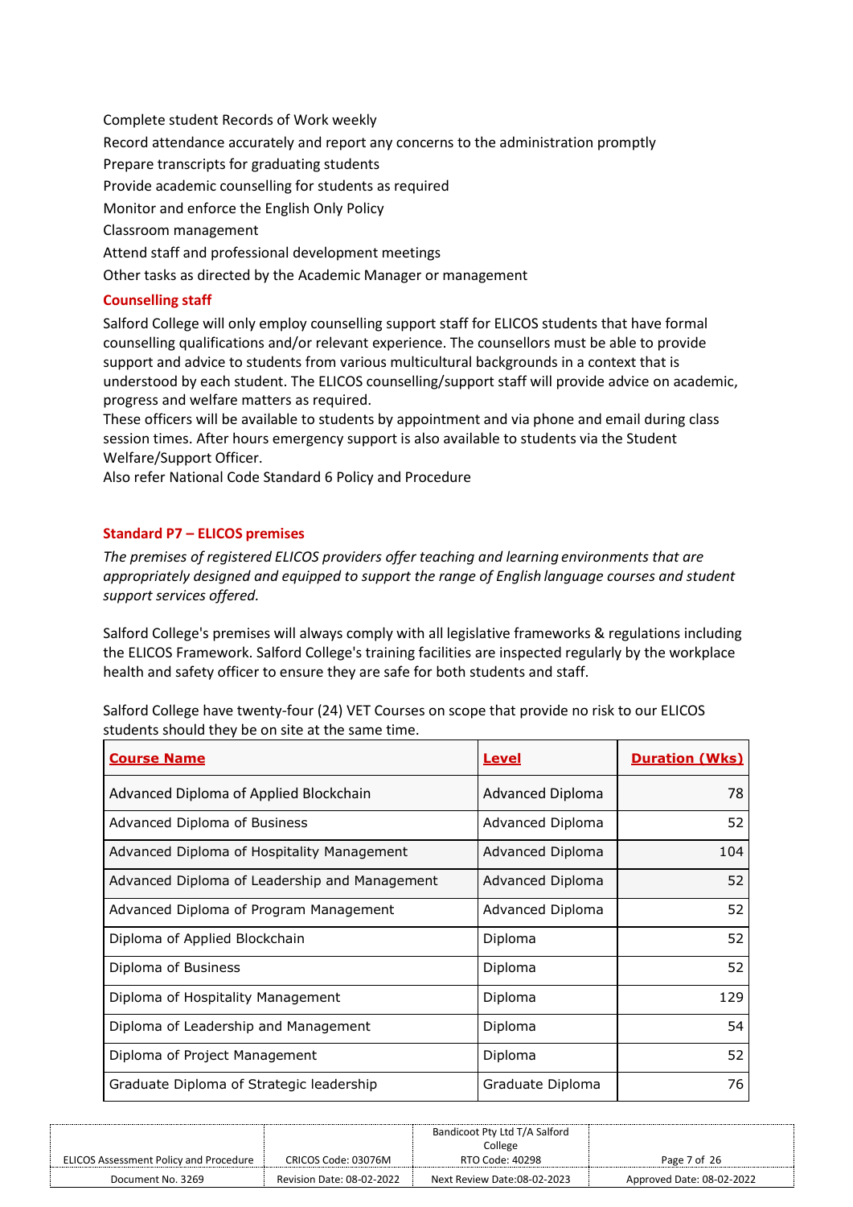Complete student Records of Work weekly
Record attendance accurately and report any concerns to the administration promptly
Prepare transcripts for graduating students
Provide academic counselling for students as required
Monitor and enforce the English Only Policy
Classroom management
Attend staff and professional development meetings
Other tasks as directed by the Academic Manager or management

### Counselling staff

Salford College will only employ counselling support staff for ELICOS students that have formal counselling qualifications and/or relevant experience. The counsellors must be able to provide support and advice to students from various multicultural backgrounds in a context that is understood by each student. The ELICOS counselling/support staff will provide advice on academic, progress and welfare matters as required.
These officers will be available to students by appointment and via phone and email during class session times. After hours emergency support is also available to students via the Student Welfare/Support Officer.
Also refer National Code Standard 6 Policy and Procedure

### Standard P7 – ELICOS premises

*The premises of registered ELICOS providers offer teaching and learning environments that are appropriately designed and equipped to support the range of English language courses and student support services offered.*

Salford College's premises will always comply with all legislative frameworks & regulations including the ELICOS Framework. Salford College's training facilities are inspected regularly by the workplace health and safety officer to ensure they are safe for both students and staff.

Salford College have twenty-four (24) VET Courses on scope that provide no risk to our ELICOS students should they be on site at the same time.

| Course Name | Level | Duration (Wks) |
|---|---|---|
| Advanced Diploma of Applied Blockchain | Advanced Diploma | 78 |
| Advanced Diploma of Business | Advanced Diploma | 52 |
| Advanced Diploma of Hospitality Management | Advanced Diploma | 104 |
| Advanced Diploma of Leadership and Management | Advanced Diploma | 52 |
| Advanced Diploma of Program Management | Advanced Diploma | 52 |
| Diploma of Applied Blockchain | Diploma | 52 |
| Diploma of Business | Diploma | 52 |
| Diploma of Hospitality Management | Diploma | 129 |
| Diploma of Leadership and Management | Diploma | 54 |
| Diploma of Project Management | Diploma | 52 |
| Graduate Diploma of Strategic leadership | Graduate Diploma | 76 |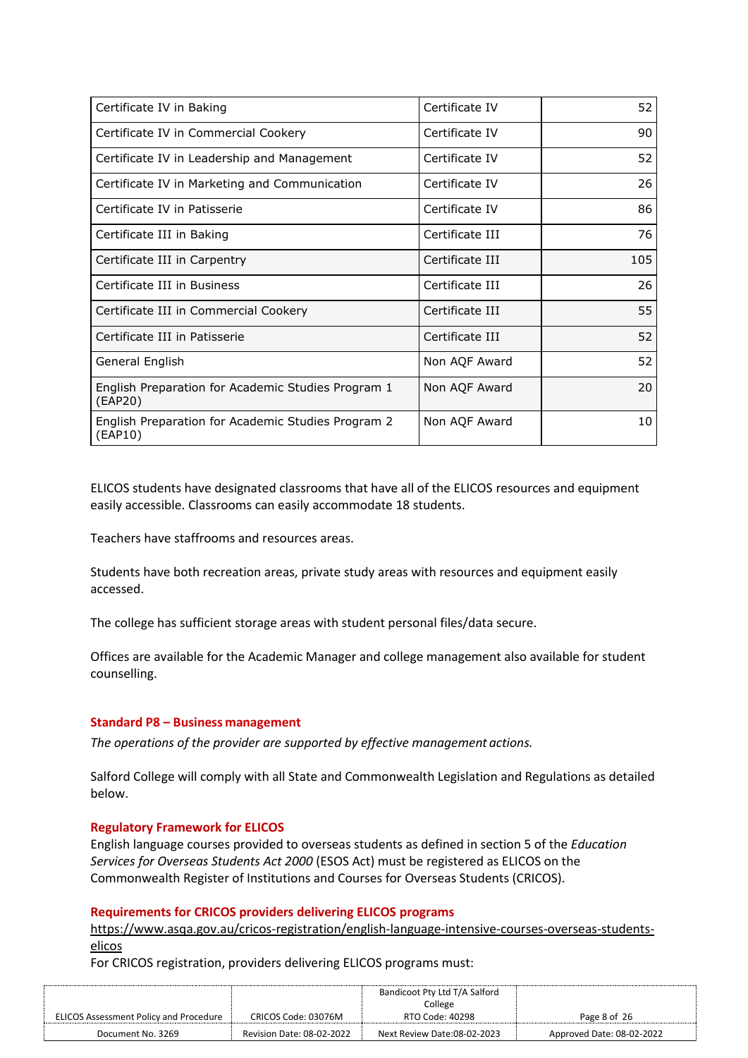| Certificate IV in Baking | Certificate IV | 52 |
|---|---|---|
| Certificate IV in Commercial Cookery | Certificate IV | 90 |
| Certificate IV in Leadership and Management | Certificate IV | 52 |
| Certificate IV in Marketing and Communication | Certificate IV | 26 |
| Certificate IV in Patisserie | Certificate IV | 86 |
| Certificate III in Baking | Certificate III | 76 |
| Certificate III in Carpentry | Certificate III | 105 |
| Certificate III in Business | Certificate III | 26 |
| Certificate III in Commercial Cookery | Certificate III | 55 |
| Certificate III in Patisserie | Certificate III | 52 |
| General English | Non AQF Award | 52 |
| English Preparation for Academic Studies Program 1 (EAP20) | Non AQF Award | 20 |
| English Preparation for Academic Studies Program 2 (EAP10) | Non AQF Award | 10 |

ELICOS students have designated classrooms that have all of the ELICOS resources and equipment easily accessible. Classrooms can easily accommodate 18 students.

Teachers have staffrooms and resources areas.

Students have both recreation areas, private study areas with resources and equipment easily accessed.

The college has sufficient storage areas with student personal files/data secure.

Offices are available for the Academic Manager and college management also available for student counselling.

#### Standard P8 – Business management

*The operations of the provider are supported by effective management actions.*

Salford College will comply with all State and Commonwealth Legislation and Regulations as detailed below.

#### Regulatory Framework for ELICOS

English language courses provided to overseas students as defined in section 5 of the *Education Services for Overseas Students Act 2000* (ESOS Act) must be registered as ELICOS on the Commonwealth Register of Institutions and Courses for Overseas Students (CRICOS).

#### Requirements for CRICOS providers delivering ELICOS programs

https://www.asqa.gov.au/cricos-registration/english-language-intensive-courses-overseas-students-elicos

For CRICOS registration, providers delivering ELICOS programs must: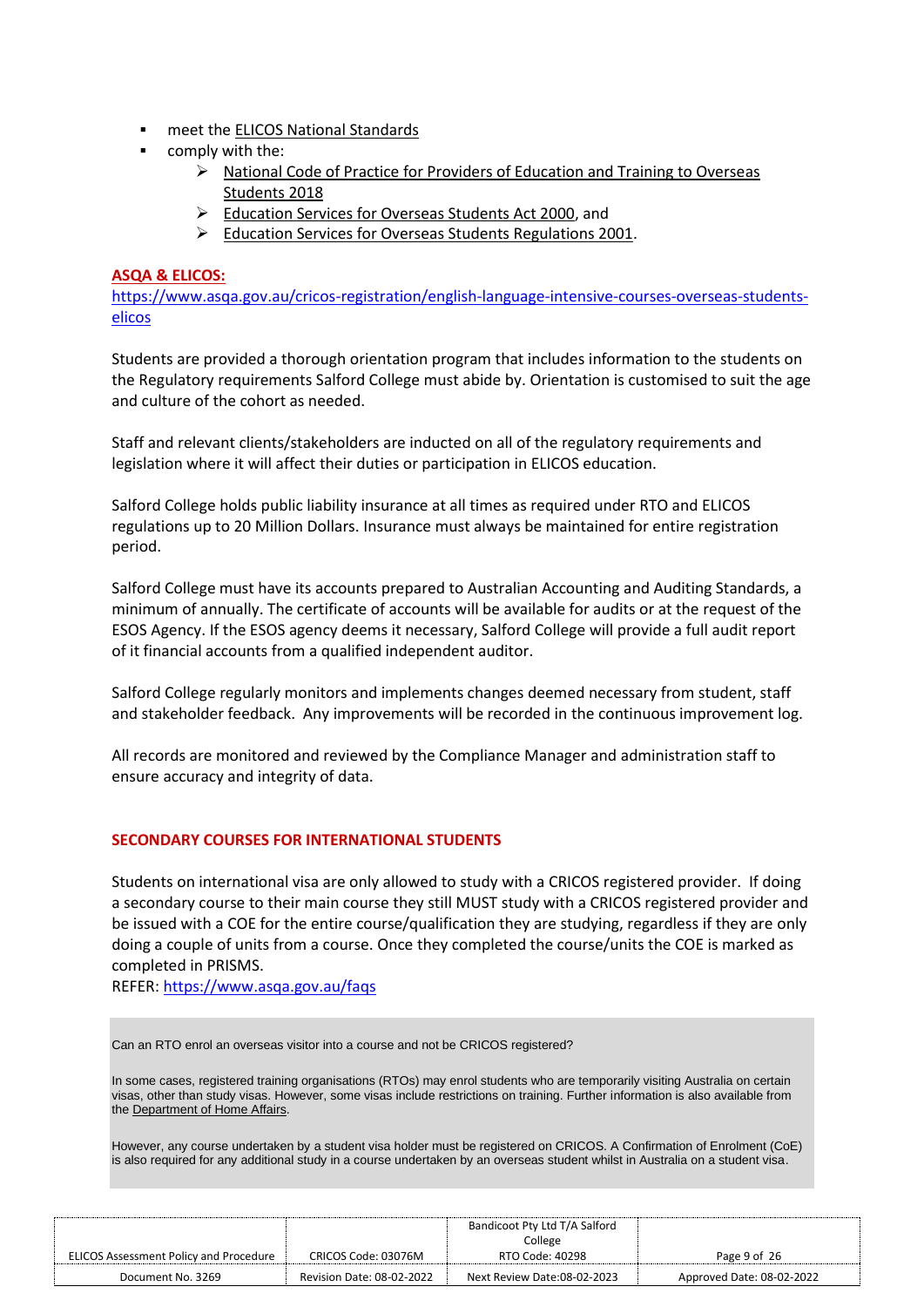- meet the ELICOS National Standards
- comply with the:
  - National Code of Practice for Providers of Education and Training to Overseas Students 2018
  - Education Services for Overseas Students Act 2000, and
  - Education Services for Overseas Students Regulations 2001.

**ASQA & ELICOS:**
https://www.asqa.gov.au/cricos-registration/english-language-intensive-courses-overseas-students-elicos

Students are provided a thorough orientation program that includes information to the students on the Regulatory requirements Salford College must abide by. Orientation is customised to suit the age and culture of the cohort as needed.

Staff and relevant clients/stakeholders are inducted on all of the regulatory requirements and legislation where it will affect their duties or participation in ELICOS education.

Salford College holds public liability insurance at all times as required under RTO and ELICOS regulations up to 20 Million Dollars. Insurance must always be maintained for entire registration period.

Salford College must have its accounts prepared to Australian Accounting and Auditing Standards, a minimum of annually. The certificate of accounts will be available for audits or at the request of the ESOS Agency. If the ESOS agency deems it necessary, Salford College will provide a full audit report of it financial accounts from a qualified independent auditor.

Salford College regularly monitors and implements changes deemed necessary from student, staff and stakeholder feedback. Any improvements will be recorded in the continuous improvement log.

All records are monitored and reviewed by the Compliance Manager and administration staff to ensure accuracy and integrity of data.

**SECONDARY COURSES FOR INTERNATIONAL STUDENTS**

Students on international visa are only allowed to study with a CRICOS registered provider. If doing a secondary course to their main course they still MUST study with a CRICOS registered provider and be issued with a COE for the entire course/qualification they are studying, regardless if they are only doing a couple of units from a course. Once they completed the course/units the COE is marked as completed in PRISMS.
REFER: https://www.asqa.gov.au/faqs

> Can an RTO enrol an overseas visitor into a course and not be CRICOS registered?
>
> In some cases, registered training organisations (RTOs) may enrol students who are temporarily visiting Australia on certain visas, other than study visas. However, some visas include restrictions on training. Further information is also available from the Department of Home Affairs.
>
> However, any course undertaken by a student visa holder must be registered on CRICOS. A Confirmation of Enrolment (CoE) is also required for any additional study in a course undertaken by an overseas student whilst in Australia on a student visa.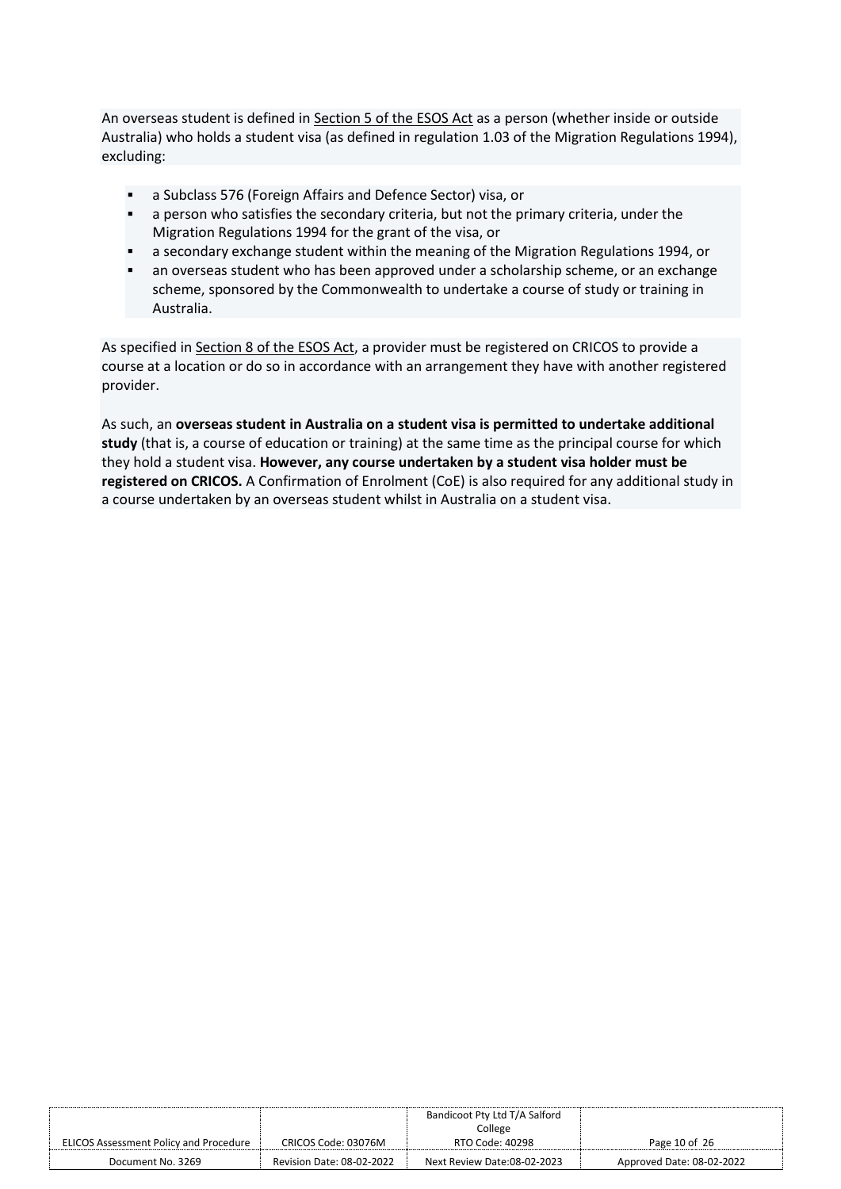An overseas student is defined in Section 5 of the ESOS Act as a person (whether inside or outside Australia) who holds a student visa (as defined in regulation 1.03 of the Migration Regulations 1994), excluding:

- a Subclass 576 (Foreign Affairs and Defence Sector) visa, or
- a person who satisfies the secondary criteria, but not the primary criteria, under the Migration Regulations 1994 for the grant of the visa, or
- a secondary exchange student within the meaning of the Migration Regulations 1994, or
- an overseas student who has been approved under a scholarship scheme, or an exchange scheme, sponsored by the Commonwealth to undertake a course of study or training in Australia.

As specified in Section 8 of the ESOS Act, a provider must be registered on CRICOS to provide a course at a location or do so in accordance with an arrangement they have with another registered provider.

As such, an **overseas student in Australia on a student visa is permitted to undertake additional study** (that is, a course of education or training) at the same time as the principal course for which they hold a student visa. **However, any course undertaken by a student visa holder must be registered on CRICOS.** A Confirmation of Enrolment (CoE) is also required for any additional study in a course undertaken by an overseas student whilst in Australia on a student visa.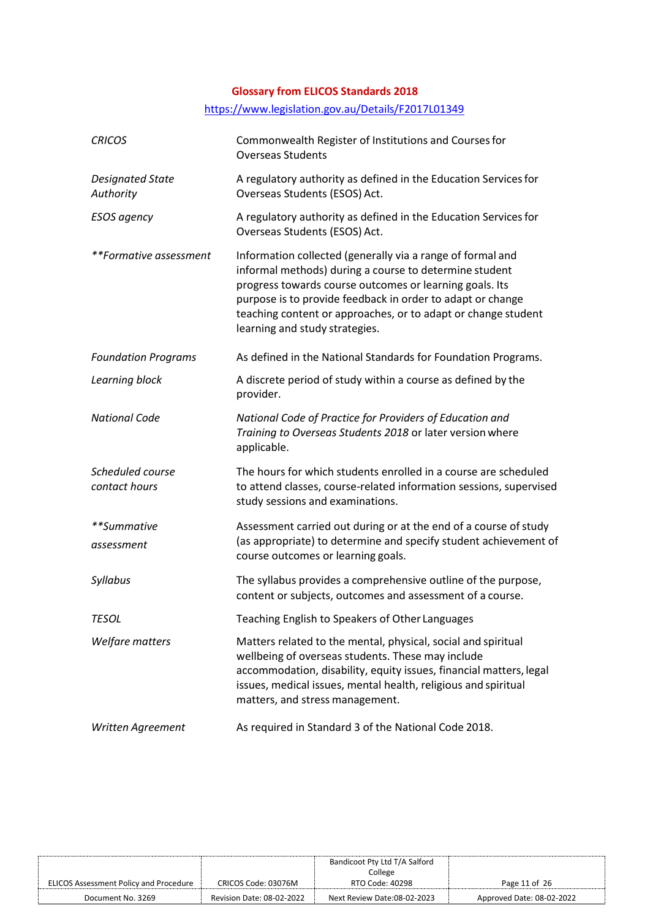## Glossary from ELICOS Standards 2018

https://www.legislation.gov.au/Details/F2017L01349

| Term | Definition |
|---|---|
| *CRICOS* | Commonwealth Register of Institutions and Courses for Overseas Students |
| *Designated State Authority* | A regulatory authority as defined in the Education Services for Overseas Students (ESOS) Act. |
| *ESOS agency* | A regulatory authority as defined in the Education Services for Overseas Students (ESOS) Act. |
| *\*\*Formative assessment* | Information collected (generally via a range of formal and informal methods) during a course to determine student progress towards course outcomes or learning goals. Its purpose is to provide feedback in order to adapt or change teaching content or approaches, or to adapt or change student learning and study strategies. |
| *Foundation Programs* | As defined in the National Standards for Foundation Programs. |
| *Learning block* | A discrete period of study within a course as defined by the provider. |
| *National Code* | *National Code of Practice for Providers of Education and Training to Overseas Students 2018* or later version where applicable. |
| *Scheduled course contact hours* | The hours for which students enrolled in a course are scheduled to attend classes, course-related information sessions, supervised study sessions and examinations. |
| *\*\*Summative assessment* | Assessment carried out during or at the end of a course of study (as appropriate) to determine and specify student achievement of course outcomes or learning goals. |
| *Syllabus* | The syllabus provides a comprehensive outline of the purpose, content or subjects, outcomes and assessment of a course. |
| *TESOL* | Teaching English to Speakers of Other Languages |
| *Welfare matters* | Matters related to the mental, physical, social and spiritual wellbeing of overseas students. These may include accommodation, disability, equity issues, financial matters, legal issues, medical issues, mental health, religious and spiritual matters, and stress management. |
| *Written Agreement* | As required in Standard 3 of the National Code 2018. |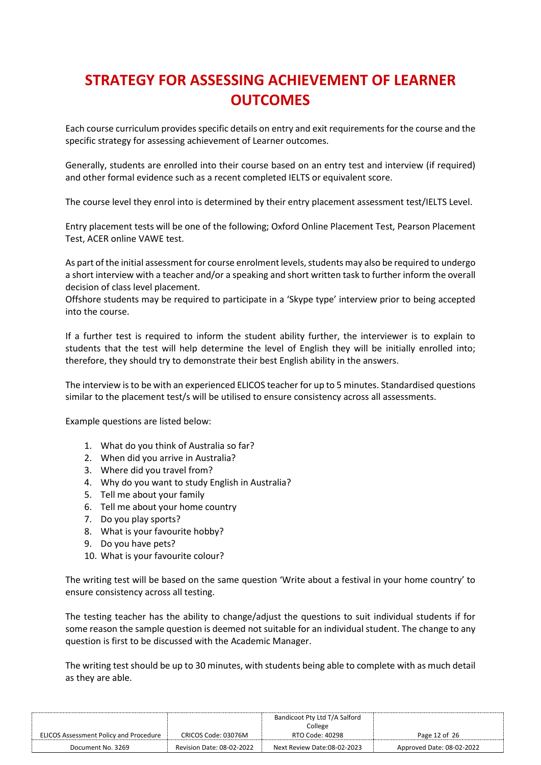# STRATEGY FOR ASSESSING ACHIEVEMENT OF LEARNER OUTCOMES

Each course curriculum provides specific details on entry and exit requirements for the course and the specific strategy for assessing achievement of Learner outcomes.

Generally, students are enrolled into their course based on an entry test and interview (if required) and other formal evidence such as a recent completed IELTS or equivalent score.

The course level they enrol into is determined by their entry placement assessment test/IELTS Level.

Entry placement tests will be one of the following; Oxford Online Placement Test, Pearson Placement Test, ACER online VAWE test.

As part of the initial assessment for course enrolment levels, students may also be required to undergo a short interview with a teacher and/or a speaking and short written task to further inform the overall decision of class level placement.
Offshore students may be required to participate in a 'Skype type' interview prior to being accepted into the course.

If a further test is required to inform the student ability further, the interviewer is to explain to students that the test will help determine the level of English they will be initially enrolled into; therefore, they should try to demonstrate their best English ability in the answers.

The interview is to be with an experienced ELICOS teacher for up to 5 minutes. Standardised questions similar to the placement test/s will be utilised to ensure consistency across all assessments.

Example questions are listed below:

1. What do you think of Australia so far?
2. When did you arrive in Australia?
3. Where did you travel from?
4. Why do you want to study English in Australia?
5. Tell me about your family
6. Tell me about your home country
7. Do you play sports?
8. What is your favourite hobby?
9. Do you have pets?
10. What is your favourite colour?

The writing test will be based on the same question 'Write about a festival in your home country' to ensure consistency across all testing.

The testing teacher has the ability to change/adjust the questions to suit individual students if for some reason the sample question is deemed not suitable for an individual student. The change to any question is first to be discussed with the Academic Manager.

The writing test should be up to 30 minutes, with students being able to complete with as much detail as they are able.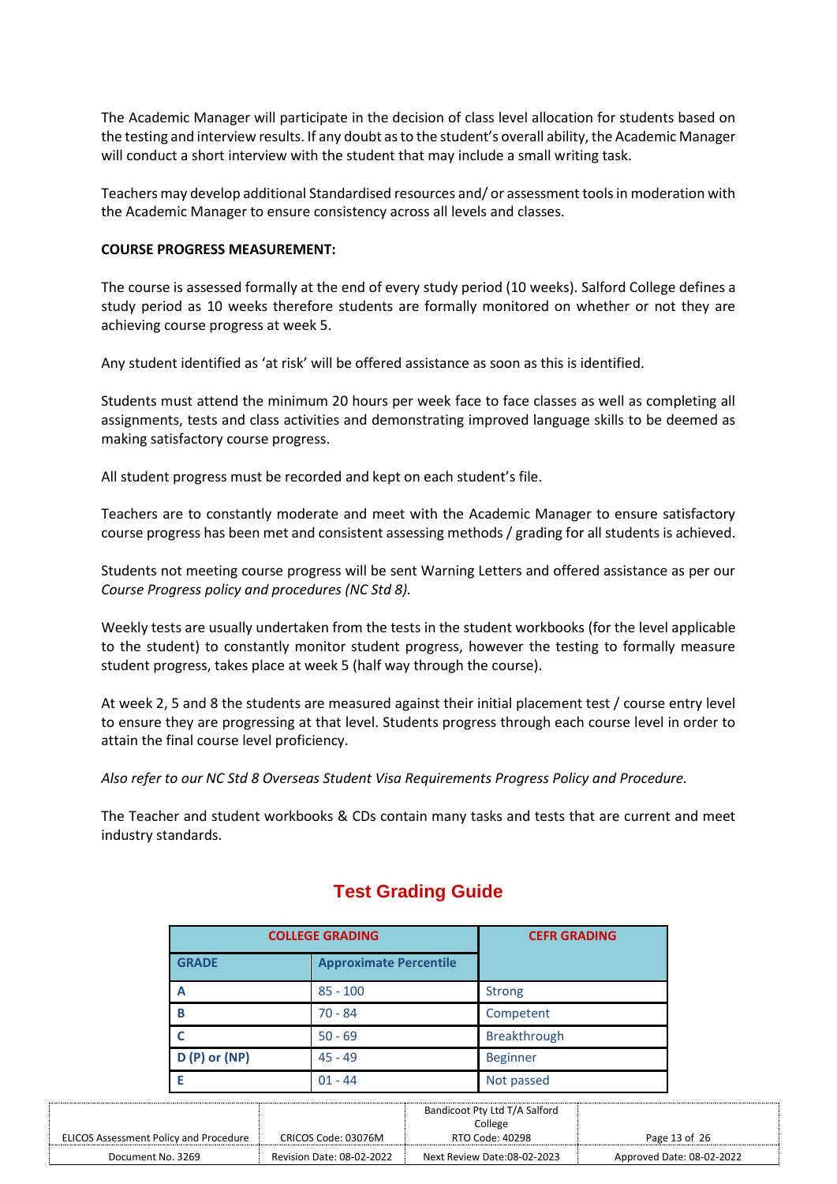The Academic Manager will participate in the decision of class level allocation for students based on the testing and interview results. If any doubt as to the student's overall ability, the Academic Manager will conduct a short interview with the student that may include a small writing task.

Teachers may develop additional Standardised resources and/ or assessment tools in moderation with the Academic Manager to ensure consistency across all levels and classes.

**COURSE PROGRESS MEASUREMENT:**

The course is assessed formally at the end of every study period (10 weeks). Salford College defines a study period as 10 weeks therefore students are formally monitored on whether or not they are achieving course progress at week 5.

Any student identified as 'at risk' will be offered assistance as soon as this is identified.

Students must attend the minimum 20 hours per week face to face classes as well as completing all assignments, tests and class activities and demonstrating improved language skills to be deemed as making satisfactory course progress.

All student progress must be recorded and kept on each student's file.

Teachers are to constantly moderate and meet with the Academic Manager to ensure satisfactory course progress has been met and consistent assessing methods / grading for all students is achieved.

Students not meeting course progress will be sent Warning Letters and offered assistance as per our *Course Progress policy and procedures (NC Std 8).*

Weekly tests are usually undertaken from the tests in the student workbooks (for the level applicable to the student) to constantly monitor student progress, however the testing to formally measure student progress, takes place at week 5 (half way through the course).

At week 2, 5 and 8 the students are measured against their initial placement test / course entry level to ensure they are progressing at that level. Students progress through each course level in order to attain the final course level proficiency.

*Also refer to our NC Std 8 Overseas Student Visa Requirements Progress Policy and Procedure.*

The Teacher and student workbooks & CDs contain many tasks and tests that are current and meet industry standards.

## Test Grading Guide

| COLLEGE GRADING | | CEFR GRADING |
|---|---|---|
| **GRADE** | **Approximate Percentile** | |
| **A** | 85 - 100 | Strong |
| **B** | 70 - 84 | Competent |
| **C** | 50 - 69 | Breakthrough |
| **D (P) or (NP)** | 45 - 49 | Beginner |
| **E** | 01 - 44 | Not passed |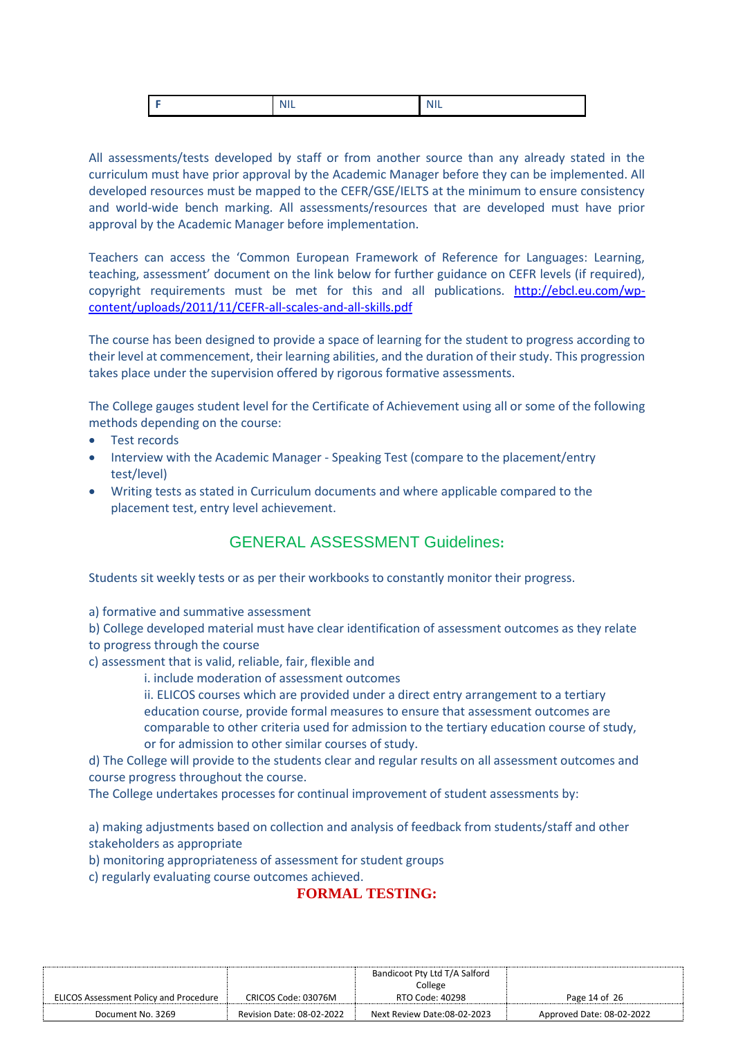| F | NIL | NIL |
|---|---|---|

All assessments/tests developed by staff or from another source than any already stated in the curriculum must have prior approval by the Academic Manager before they can be implemented. All developed resources must be mapped to the CEFR/GSE/IELTS at the minimum to ensure consistency and world-wide bench marking. All assessments/resources that are developed must have prior approval by the Academic Manager before implementation.

Teachers can access the 'Common European Framework of Reference for Languages: Learning, teaching, assessment' document on the link below for further guidance on CEFR levels (if required), copyright requirements must be met for this and all publications. http://ebcl.eu.com/wp-content/uploads/2011/11/CEFR-all-scales-and-all-skills.pdf

The course has been designed to provide a space of learning for the student to progress according to their level at commencement, their learning abilities, and the duration of their study. This progression takes place under the supervision offered by rigorous formative assessments.

The College gauges student level for the Certificate of Achievement using all or some of the following methods depending on the course:

- Test records
- Interview with the Academic Manager - Speaking Test (compare to the placement/entry test/level)
- Writing tests as stated in Curriculum documents and where applicable compared to the placement test, entry level achievement.

## GENERAL ASSESSMENT Guidelines:

Students sit weekly tests or as per their workbooks to constantly monitor their progress.

a) formative and summative assessment
b) College developed material must have clear identification of assessment outcomes as they relate to progress through the course
c) assessment that is valid, reliable, fair, flexible and

i. include moderation of assessment outcomes
ii. ELICOS courses which are provided under a direct entry arrangement to a tertiary education course, provide formal measures to ensure that assessment outcomes are comparable to other criteria used for admission to the tertiary education course of study, or for admission to other similar courses of study.

d) The College will provide to the students clear and regular results on all assessment outcomes and course progress throughout the course.
The College undertakes processes for continual improvement of student assessments by:

a) making adjustments based on collection and analysis of feedback from students/staff and other stakeholders as appropriate
b) monitoring appropriateness of assessment for student groups
c) regularly evaluating course outcomes achieved.

## FORMAL TESTING: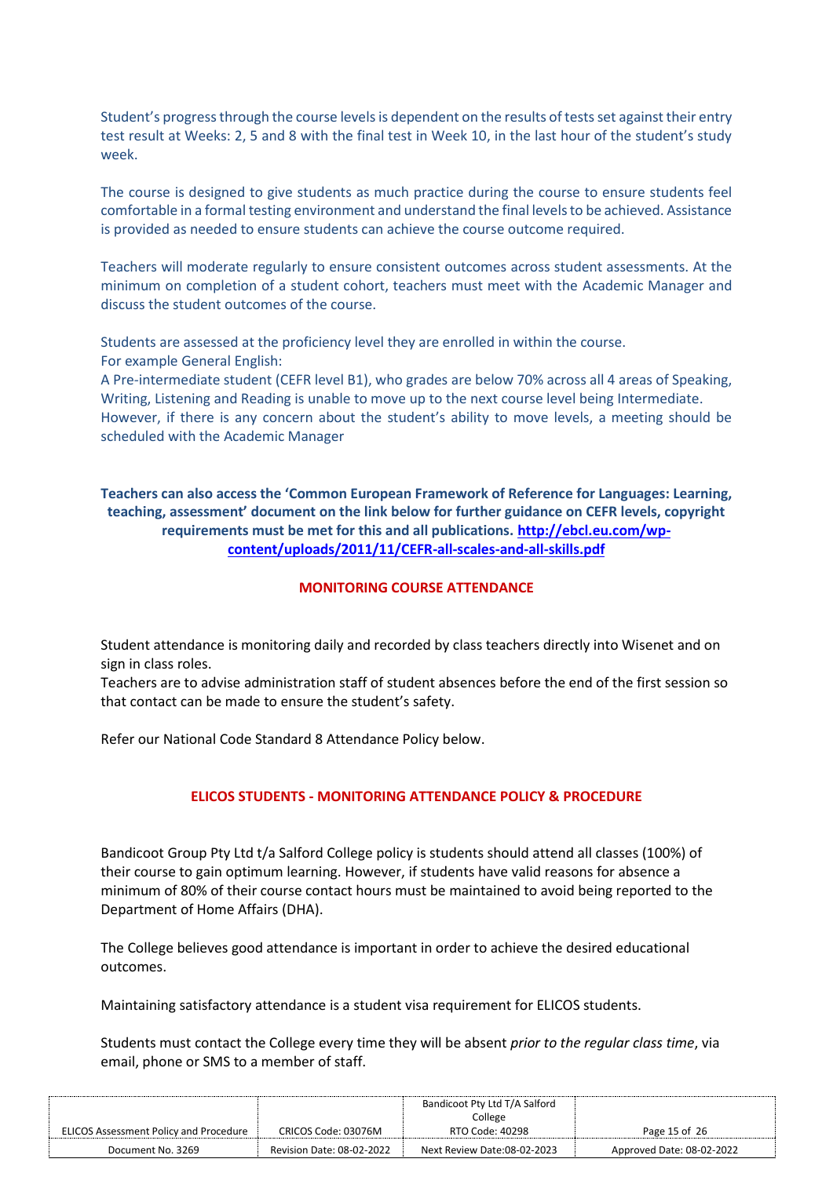Student's progress through the course levels is dependent on the results of tests set against their entry test result at Weeks: 2, 5 and 8 with the final test in Week 10, in the last hour of the student's study week.

The course is designed to give students as much practice during the course to ensure students feel comfortable in a formal testing environment and understand the final levels to be achieved. Assistance is provided as needed to ensure students can achieve the course outcome required.

Teachers will moderate regularly to ensure consistent outcomes across student assessments. At the minimum on completion of a student cohort, teachers must meet with the Academic Manager and discuss the student outcomes of the course.

Students are assessed at the proficiency level they are enrolled in within the course.
For example General English:
A Pre-intermediate student (CEFR level B1), who grades are below 70% across all 4 areas of Speaking, Writing, Listening and Reading is unable to move up to the next course level being Intermediate.
However, if there is any concern about the student's ability to move levels, a meeting should be scheduled with the Academic Manager

**Teachers can also access the 'Common European Framework of Reference for Languages: Learning, teaching, assessment' document on the link below for further guidance on CEFR levels, copyright requirements must be met for this and all publications. [http://ebcl.eu.com/wp-content/uploads/2011/11/CEFR-all-scales-and-all-skills.pdf](http://ebcl.eu.com/wp-content/uploads/2011/11/CEFR-all-scales-and-all-skills.pdf)**

## MONITORING COURSE ATTENDANCE

Student attendance is monitoring daily and recorded by class teachers directly into Wisenet and on sign in class roles.
Teachers are to advise administration staff of student absences before the end of the first session so that contact can be made to ensure the student's safety.

Refer our National Code Standard 8 Attendance Policy below.

## ELICOS STUDENTS - MONITORING ATTENDANCE POLICY & PROCEDURE

Bandicoot Group Pty Ltd t/a Salford College policy is students should attend all classes (100%) of their course to gain optimum learning. However, if students have valid reasons for absence a minimum of 80% of their course contact hours must be maintained to avoid being reported to the Department of Home Affairs (DHA).

The College believes good attendance is important in order to achieve the desired educational outcomes.

Maintaining satisfactory attendance is a student visa requirement for ELICOS students.

Students must contact the College every time they will be absent *prior to the regular class time*, via email, phone or SMS to a member of staff.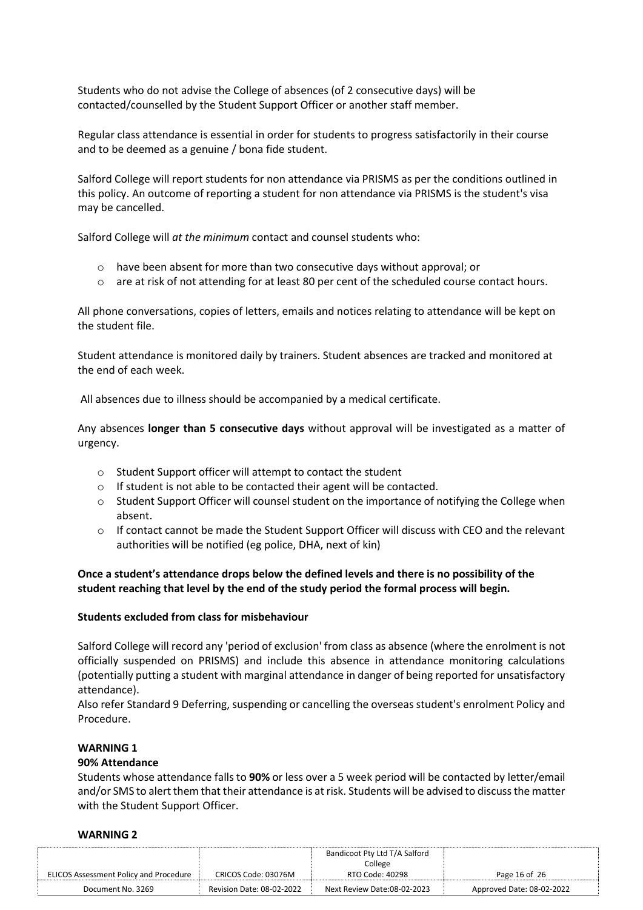Students who do not advise the College of absences (of 2 consecutive days) will be contacted/counselled by the Student Support Officer or another staff member.

Regular class attendance is essential in order for students to progress satisfactorily in their course and to be deemed as a genuine / bona fide student.

Salford College will report students for non attendance via PRISMS as per the conditions outlined in this policy. An outcome of reporting a student for non attendance via PRISMS is the student's visa may be cancelled.

Salford College will *at the minimum* contact and counsel students who:

- have been absent for more than two consecutive days without approval; or
- are at risk of not attending for at least 80 per cent of the scheduled course contact hours.

All phone conversations, copies of letters, emails and notices relating to attendance will be kept on the student file.

Student attendance is monitored daily by trainers. Student absences are tracked and monitored at the end of each week.

All absences due to illness should be accompanied by a medical certificate.

Any absences **longer than 5 consecutive days** without approval will be investigated as a matter of urgency.

- Student Support officer will attempt to contact the student
- If student is not able to be contacted their agent will be contacted.
- Student Support Officer will counsel student on the importance of notifying the College when absent.
- If contact cannot be made the Student Support Officer will discuss with CEO and the relevant authorities will be notified (eg police, DHA, next of kin)

**Once a student's attendance drops below the defined levels and there is no possibility of the student reaching that level by the end of the study period the formal process will begin.**

**Students excluded from class for misbehaviour**

Salford College will record any 'period of exclusion' from class as absence (where the enrolment is not officially suspended on PRISMS) and include this absence in attendance monitoring calculations (potentially putting a student with marginal attendance in danger of being reported for unsatisfactory attendance).
Also refer Standard 9 Deferring, suspending or cancelling the overseas student's enrolment Policy and Procedure.

**WARNING 1**

**90% Attendance**

Students whose attendance falls to **90%** or less over a 5 week period will be contacted by letter/email and/or SMS to alert them that their attendance is at risk. Students will be advised to discuss the matter with the Student Support Officer.

**WARNING 2**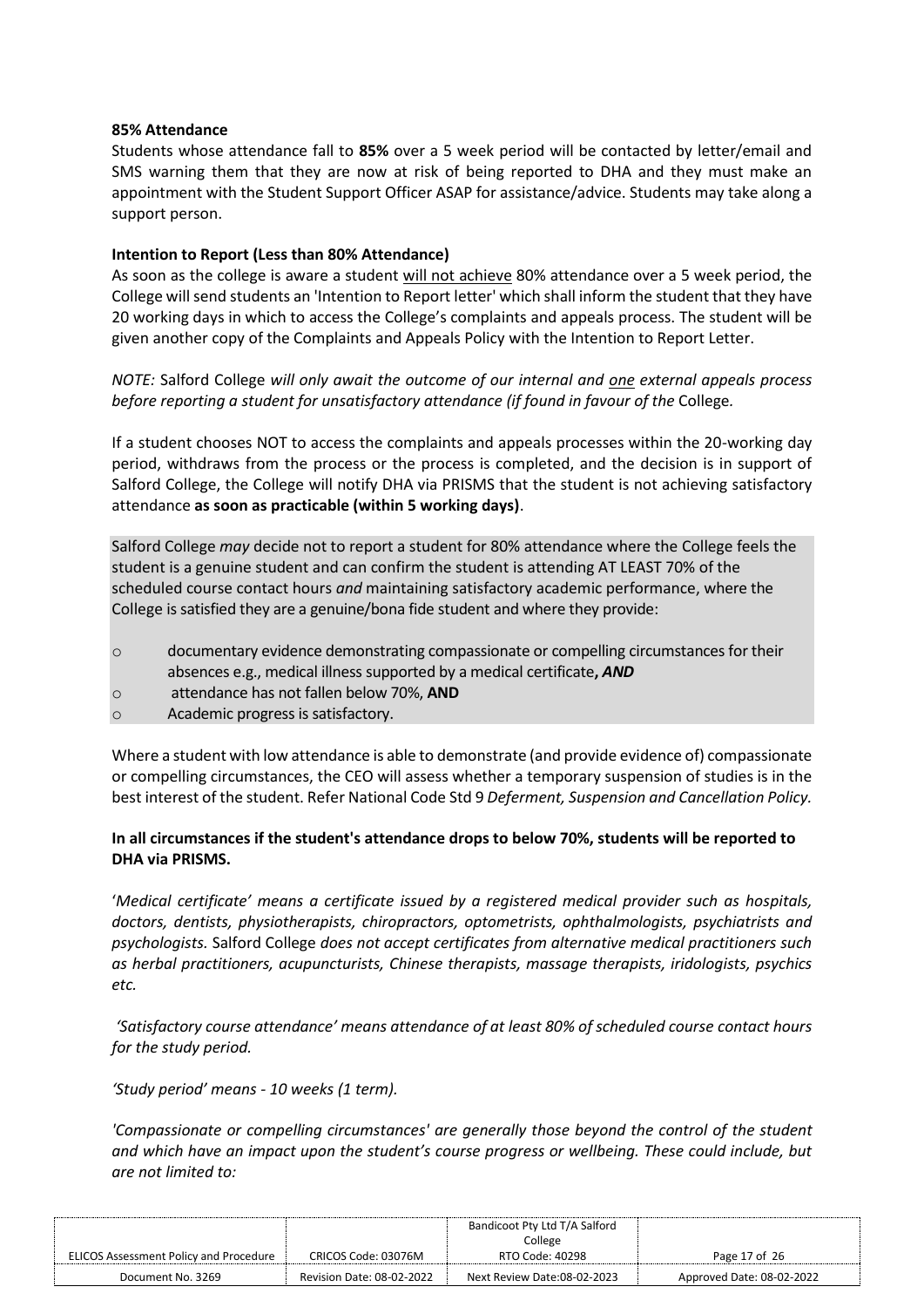**85% Attendance**

Students whose attendance fall to **85%** over a 5 week period will be contacted by letter/email and SMS warning them that they are now at risk of being reported to DHA and they must make an appointment with the Student Support Officer ASAP for assistance/advice. Students may take along a support person.

**Intention to Report (Less than 80% Attendance)**

As soon as the college is aware a student will not achieve 80% attendance over a 5 week period, the College will send students an 'Intention to Report letter' which shall inform the student that they have 20 working days in which to access the College's complaints and appeals process. The student will be given another copy of the Complaints and Appeals Policy with the Intention to Report Letter.

*NOTE:* Salford College *will only await the outcome of our internal and one external appeals process before reporting a student for unsatisfactory attendance (if found in favour of the* College*.*

If a student chooses NOT to access the complaints and appeals processes within the 20-working day period, withdraws from the process or the process is completed, and the decision is in support of Salford College, the College will notify DHA via PRISMS that the student is not achieving satisfactory attendance **as soon as practicable (within 5 working days)**.

Salford College *may* decide not to report a student for 80% attendance where the College feels the student is a genuine student and can confirm the student is attending AT LEAST 70% of the scheduled course contact hours *and* maintaining satisfactory academic performance, where the College is satisfied they are a genuine/bona fide student and where they provide:

- documentary evidence demonstrating compassionate or compelling circumstances for their absences e.g., medical illness supported by a medical certificate**, *AND***
- attendance has not fallen below 70%, **AND**
- Academic progress is satisfactory.

Where a student with low attendance is able to demonstrate (and provide evidence of) compassionate or compelling circumstances, the CEO will assess whether a temporary suspension of studies is in the best interest of the student. Refer National Code Std 9 *Deferment, Suspension and Cancellation Policy.*

**In all circumstances if the student's attendance drops to below 70%, students will be reported to DHA via PRISMS.**

'*Medical certificate' means a certificate issued by a registered medical provider such as hospitals, doctors, dentists, physiotherapists, chiropractors, optometrists, ophthalmologists, psychiatrists and psychologists.* Salford College *does not accept certificates from alternative medical practitioners such as herbal practitioners, acupuncturists, Chinese therapists, massage therapists, iridologists, psychics etc.*

*'Satisfactory course attendance' means attendance of at least 80% of scheduled course contact hours for the study period.*

*'Study period' means - 10 weeks (1 term).*

*'Compassionate or compelling circumstances' are generally those beyond the control of the student and which have an impact upon the student's course progress or wellbeing. These could include, but are not limited to:*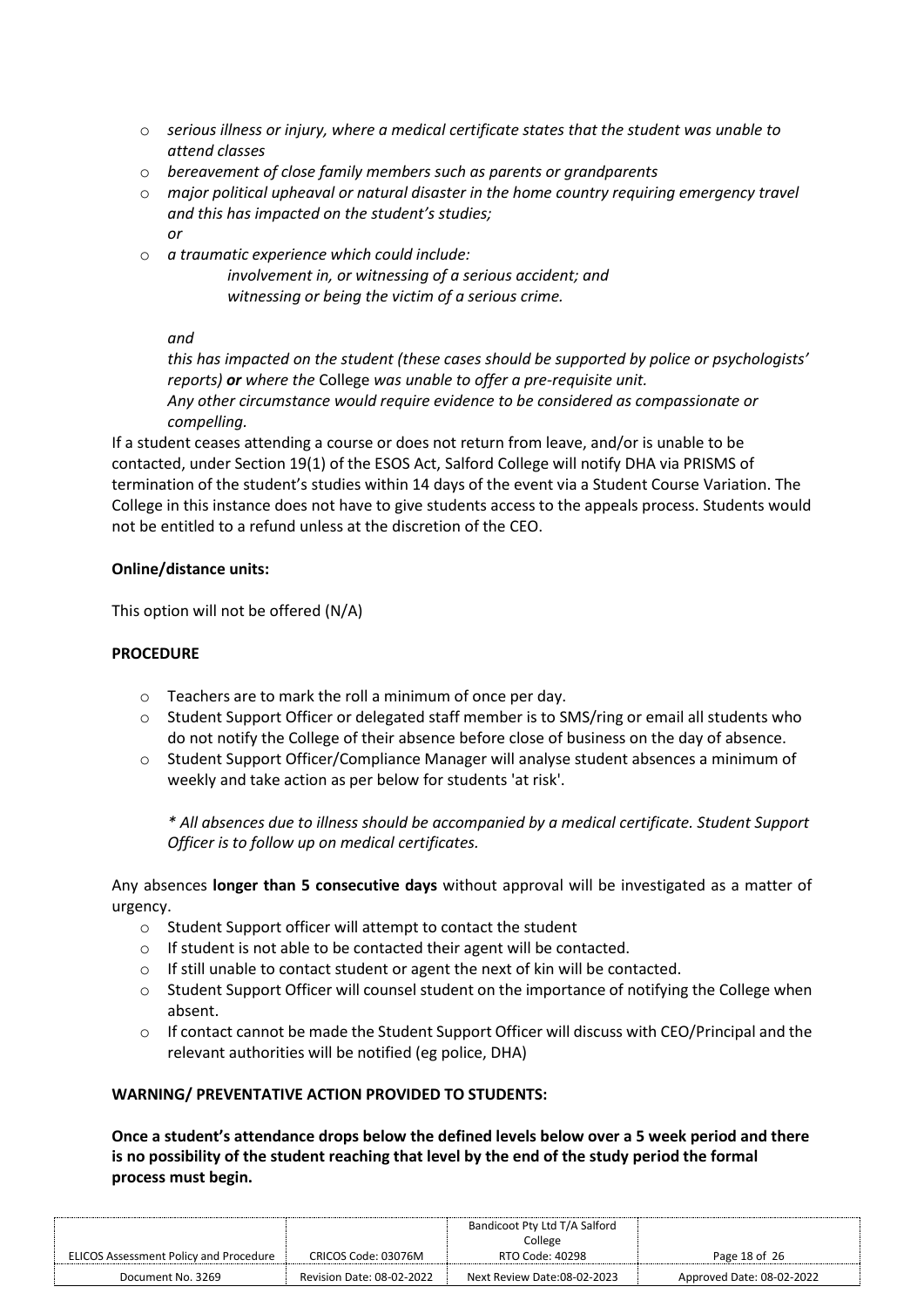- *serious illness or injury, where a medical certificate states that the student was unable to attend classes*
- *bereavement of close family members such as parents or grandparents*
- *major political upheaval or natural disaster in the home country requiring emergency travel and this has impacted on the student's studies;*
  *or*
- *a traumatic experience which could include:*
  *involvement in, or witnessing of a serious accident; and*
  *witnessing or being the victim of a serious crime.*

  *and*

  *this has impacted on the student (these cases should be supported by police or psychologists' reports)* ***or*** *where the* College *was unable to offer a pre-requisite unit.*
  *Any other circumstance would require evidence to be considered as compassionate or compelling.*

If a student ceases attending a course or does not return from leave, and/or is unable to be contacted, under Section 19(1) of the ESOS Act, Salford College will notify DHA via PRISMS of termination of the student's studies within 14 days of the event via a Student Course Variation. The College in this instance does not have to give students access to the appeals process. Students would not be entitled to a refund unless at the discretion of the CEO.

**Online/distance units:**

This option will not be offered (N/A)

**PROCEDURE**

- Teachers are to mark the roll a minimum of once per day.
- Student Support Officer or delegated staff member is to SMS/ring or email all students who do not notify the College of their absence before close of business on the day of absence.
- Student Support Officer/Compliance Manager will analyse student absences a minimum of weekly and take action as per below for students 'at risk'.

  *\* All absences due to illness should be accompanied by a medical certificate. Student Support Officer is to follow up on medical certificates.*

Any absences **longer than 5 consecutive days** without approval will be investigated as a matter of urgency.

- Student Support officer will attempt to contact the student
- If student is not able to be contacted their agent will be contacted.
- If still unable to contact student or agent the next of kin will be contacted.
- Student Support Officer will counsel student on the importance of notifying the College when absent.
- If contact cannot be made the Student Support Officer will discuss with CEO/Principal and the relevant authorities will be notified (eg police, DHA)

**WARNING/ PREVENTATIVE ACTION PROVIDED TO STUDENTS:**

**Once a student's attendance drops below the defined levels below over a 5 week period and there is no possibility of the student reaching that level by the end of the study period the formal process must begin.**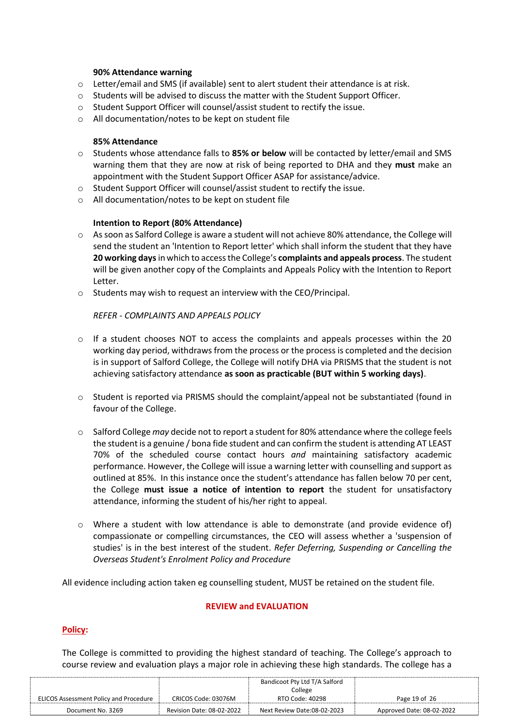**90% Attendance warning**

- Letter/email and SMS (if available) sent to alert student their attendance is at risk.
- Students will be advised to discuss the matter with the Student Support Officer.
- Student Support Officer will counsel/assist student to rectify the issue.
- All documentation/notes to be kept on student file

**85% Attendance**

- Students whose attendance falls to **85% or below** will be contacted by letter/email and SMS warning them that they are now at risk of being reported to DHA and they **must** make an appointment with the Student Support Officer ASAP for assistance/advice.
- Student Support Officer will counsel/assist student to rectify the issue.
- All documentation/notes to be kept on student file

**Intention to Report (80% Attendance)**

- As soon as Salford College is aware a student will not achieve 80% attendance, the College will send the student an 'Intention to Report letter' which shall inform the student that they have **20 working days** in which to access the College's **complaints and appeals process**. The student will be given another copy of the Complaints and Appeals Policy with the Intention to Report Letter.
- Students may wish to request an interview with the CEO/Principal.

*REFER - COMPLAINTS AND APPEALS POLICY*

- If a student chooses NOT to access the complaints and appeals processes within the 20 working day period, withdraws from the process or the process is completed and the decision is in support of Salford College, the College will notify DHA via PRISMS that the student is not achieving satisfactory attendance **as soon as practicable (BUT within 5 working days)**.

- Student is reported via PRISMS should the complaint/appeal not be substantiated (found in favour of the College.

- Salford College *may* decide not to report a student for 80% attendance where the college feels the student is a genuine / bona fide student and can confirm the student is attending AT LEAST 70% of the scheduled course contact hours *and* maintaining satisfactory academic performance. However, the College will issue a warning letter with counselling and support as outlined at 85%. In this instance once the student's attendance has fallen below 70 per cent, the College **must issue a notice of intention to report** the student for unsatisfactory attendance, informing the student of his/her right to appeal.

- Where a student with low attendance is able to demonstrate (and provide evidence of) compassionate or compelling circumstances, the CEO will assess whether a 'suspension of studies' is in the best interest of the student. *Refer Deferring, Suspending or Cancelling the Overseas Student's Enrolment Policy and Procedure*

All evidence including action taken eg counselling student, MUST be retained on the student file.

## REVIEW and EVALUATION

### Policy:

The College is committed to providing the highest standard of teaching. The College's approach to course review and evaluation plays a major role in achieving these high standards. The college has a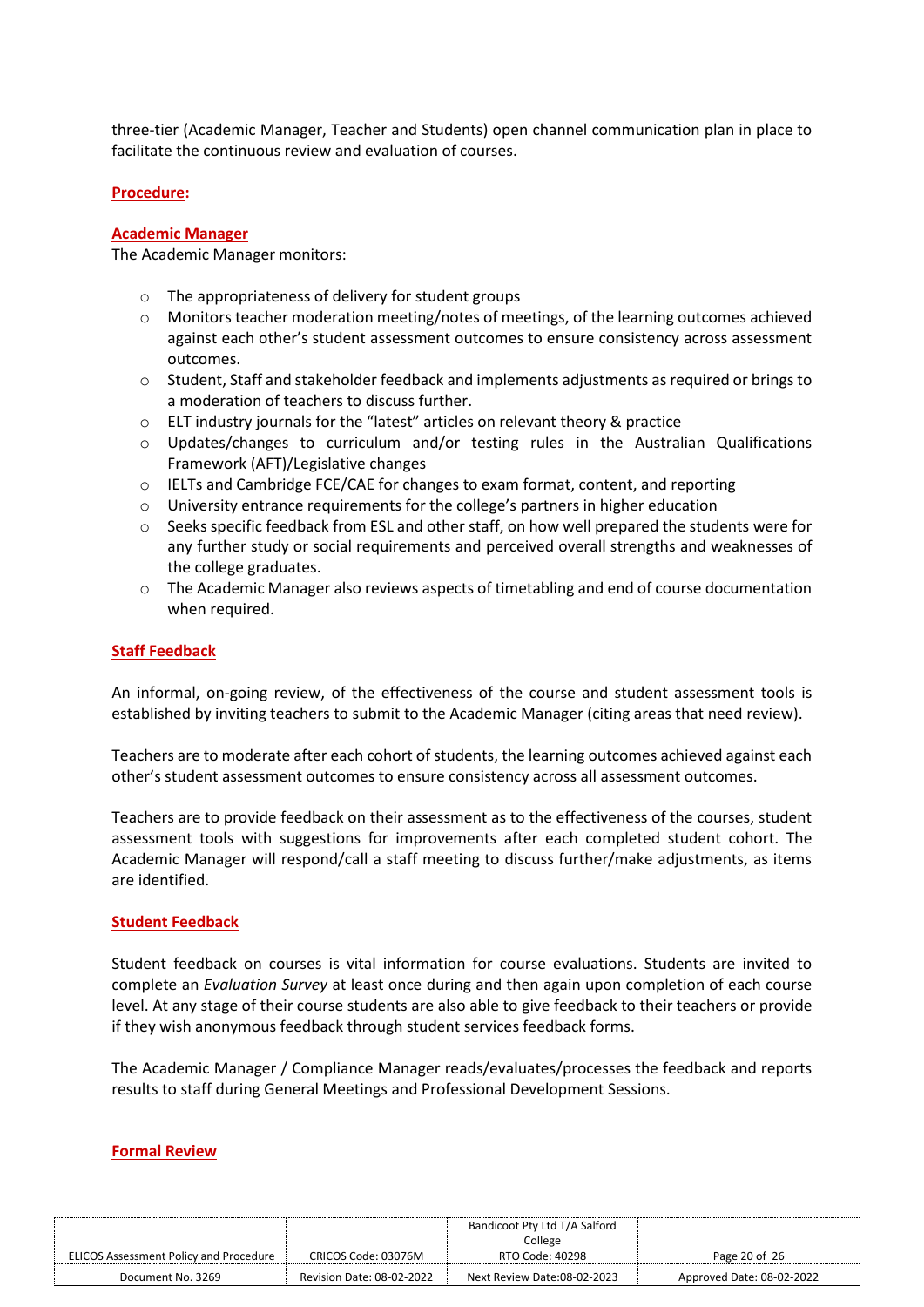three-tier (Academic Manager, Teacher and Students) open channel communication plan in place to facilitate the continuous review and evaluation of courses.

**Procedure:**

**Academic Manager**

The Academic Manager monitors:

- The appropriateness of delivery for student groups
- Monitors teacher moderation meeting/notes of meetings, of the learning outcomes achieved against each other's student assessment outcomes to ensure consistency across assessment outcomes.
- Student, Staff and stakeholder feedback and implements adjustments as required or brings to a moderation of teachers to discuss further.
- ELT industry journals for the "latest" articles on relevant theory & practice
- Updates/changes to curriculum and/or testing rules in the Australian Qualifications Framework (AFT)/Legislative changes
- IELTs and Cambridge FCE/CAE for changes to exam format, content, and reporting
- University entrance requirements for the college's partners in higher education
- Seeks specific feedback from ESL and other staff, on how well prepared the students were for any further study or social requirements and perceived overall strengths and weaknesses of the college graduates.
- The Academic Manager also reviews aspects of timetabling and end of course documentation when required.

**Staff Feedback**

An informal, on-going review, of the effectiveness of the course and student assessment tools is established by inviting teachers to submit to the Academic Manager (citing areas that need review).

Teachers are to moderate after each cohort of students, the learning outcomes achieved against each other's student assessment outcomes to ensure consistency across all assessment outcomes.

Teachers are to provide feedback on their assessment as to the effectiveness of the courses, student assessment tools with suggestions for improvements after each completed student cohort. The Academic Manager will respond/call a staff meeting to discuss further/make adjustments, as items are identified.

**Student Feedback**

Student feedback on courses is vital information for course evaluations. Students are invited to complete an *Evaluation Survey* at least once during and then again upon completion of each course level. At any stage of their course students are also able to give feedback to their teachers or provide if they wish anonymous feedback through student services feedback forms.

The Academic Manager / Compliance Manager reads/evaluates/processes the feedback and reports results to staff during General Meetings and Professional Development Sessions.

**Formal Review**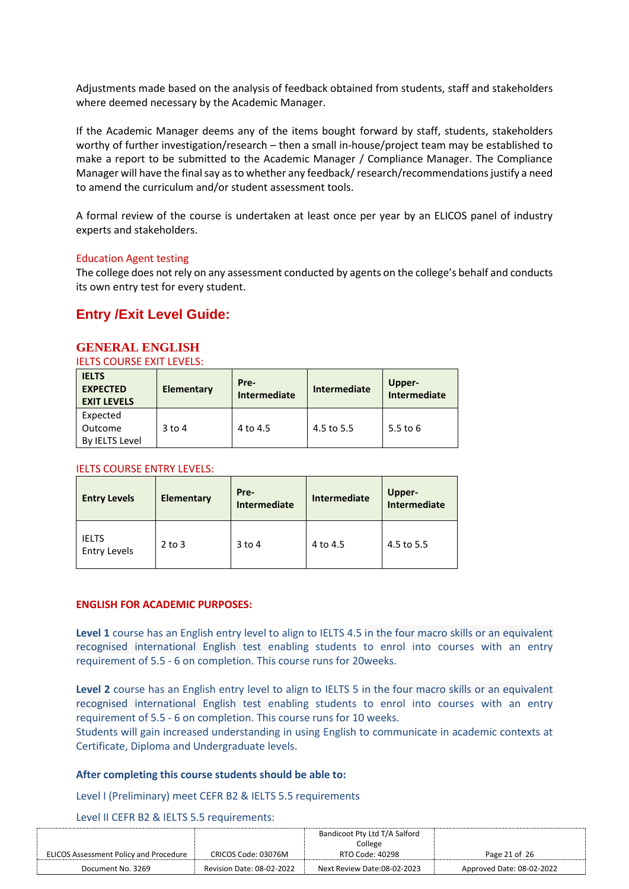Adjustments made based on the analysis of feedback obtained from students, staff and stakeholders where deemed necessary by the Academic Manager.

If the Academic Manager deems any of the items bought forward by staff, students, stakeholders worthy of further investigation/research – then a small in-house/project team may be established to make a report to be submitted to the Academic Manager / Compliance Manager. The Compliance Manager will have the final say as to whether any feedback/ research/recommendations justify a need to amend the curriculum and/or student assessment tools.

A formal review of the course is undertaken at least once per year by an ELICOS panel of industry experts and stakeholders.

### Education Agent testing

The college does not rely on any assessment conducted by agents on the college's behalf and conducts its own entry test for every student.

## Entry /Exit Level Guide:

### GENERAL ENGLISH

IELTS COURSE EXIT LEVELS:

| IELTS EXPECTED EXIT LEVELS | Elementary | Pre-Intermediate | Intermediate | Upper-Intermediate |
|---|---|---|---|---|
| Expected Outcome By IELTS Level | 3 to 4 | 4 to 4.5 | 4.5 to 5.5 | 5.5 to 6 |

IELTS COURSE ENTRY LEVELS:

| Entry Levels | Elementary | Pre-Intermediate | Intermediate | Upper-Intermediate |
|---|---|---|---|---|
| IELTS Entry Levels | 2 to 3 | 3 to 4 | 4 to 4.5 | 4.5 to 5.5 |

### ENGLISH FOR ACADEMIC PURPOSES:

**Level 1** course has an English entry level to align to IELTS 4.5 in the four macro skills or an equivalent recognised international English test enabling students to enrol into courses with an entry requirement of 5.5 - 6 on completion. This course runs for 20weeks.

**Level 2** course has an English entry level to align to IELTS 5 in the four macro skills or an equivalent recognised international English test enabling students to enrol into courses with an entry requirement of 5.5 - 6 on completion. This course runs for 10 weeks.
Students will gain increased understanding in using English to communicate in academic contexts at Certificate, Diploma and Undergraduate levels.

**After completing this course students should be able to:**

Level I (Preliminary) meet CEFR B2 & IELTS 5.5 requirements

Level II CEFR B2 & IELTS 5.5 requirements: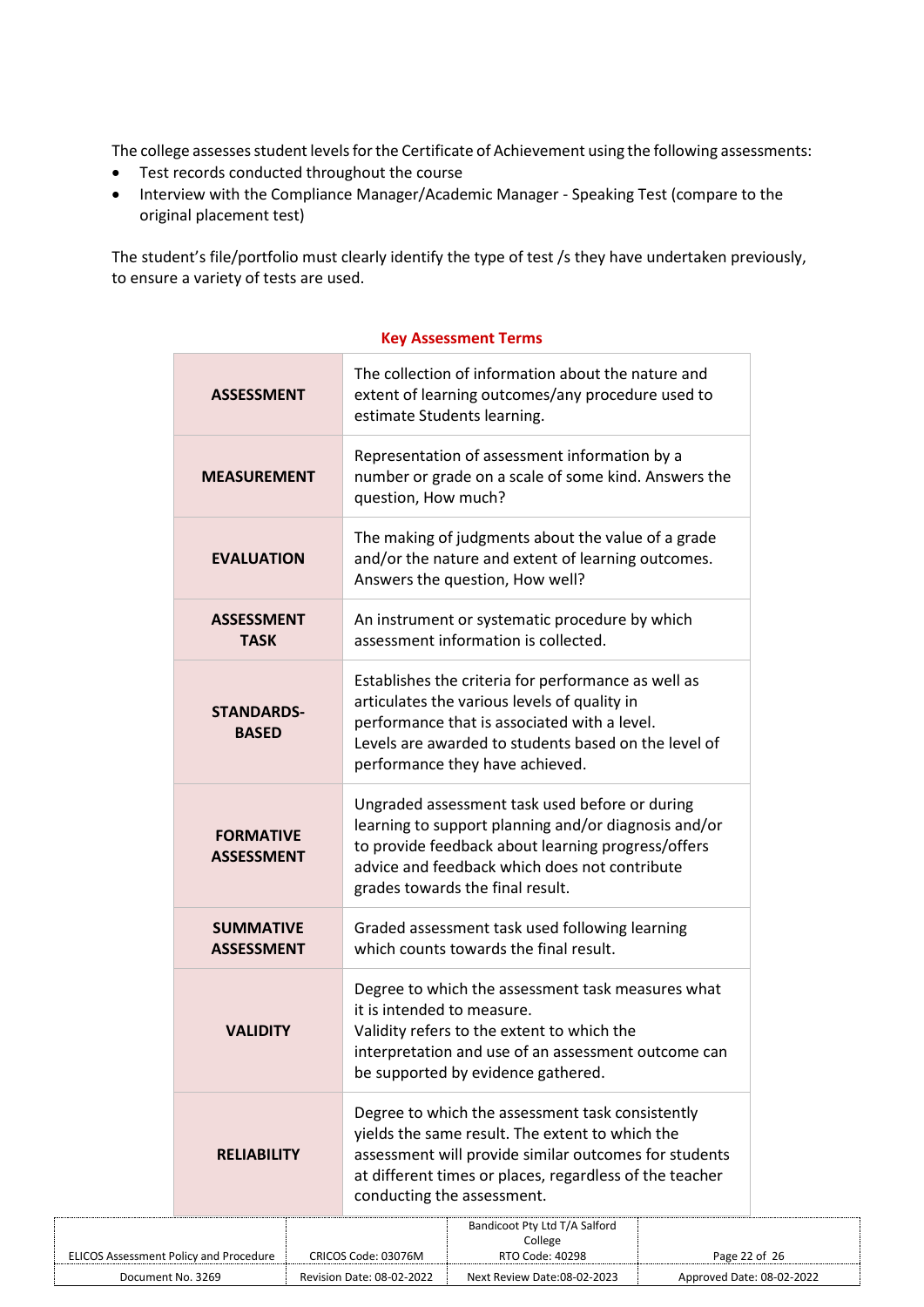The college assesses student levels for the Certificate of Achievement using the following assessments:

- Test records conducted throughout the course
- Interview with the Compliance Manager/Academic Manager - Speaking Test (compare to the original placement test)

The student's file/portfolio must clearly identify the type of test /s they have undertaken previously, to ensure a variety of tests are used.

## Key Assessment Terms

| Term | Definition |
|---|---|
| **ASSESSMENT** | The collection of information about the nature and extent of learning outcomes/any procedure used to estimate Students learning. |
| **MEASUREMENT** | Representation of assessment information by a number or grade on a scale of some kind. Answers the question, How much? |
| **EVALUATION** | The making of judgments about the value of a grade and/or the nature and extent of learning outcomes. Answers the question, How well? |
| **ASSESSMENT TASK** | An instrument or systematic procedure by which assessment information is collected. |
| **STANDARDS-BASED** | Establishes the criteria for performance as well as articulates the various levels of quality in performance that is associated with a level. Levels are awarded to students based on the level of performance they have achieved. |
| **FORMATIVE ASSESSMENT** | Ungraded assessment task used before or during learning to support planning and/or diagnosis and/or to provide feedback about learning progress/offers advice and feedback which does not contribute grades towards the final result. |
| **SUMMATIVE ASSESSMENT** | Graded assessment task used following learning which counts towards the final result. |
| **VALIDITY** | Degree to which the assessment task measures what it is intended to measure. Validity refers to the extent to which the interpretation and use of an assessment outcome can be supported by evidence gathered. |
| **RELIABILITY** | Degree to which the assessment task consistently yields the same result. The extent to which the assessment will provide similar outcomes for students at different times or places, regardless of the teacher conducting the assessment. |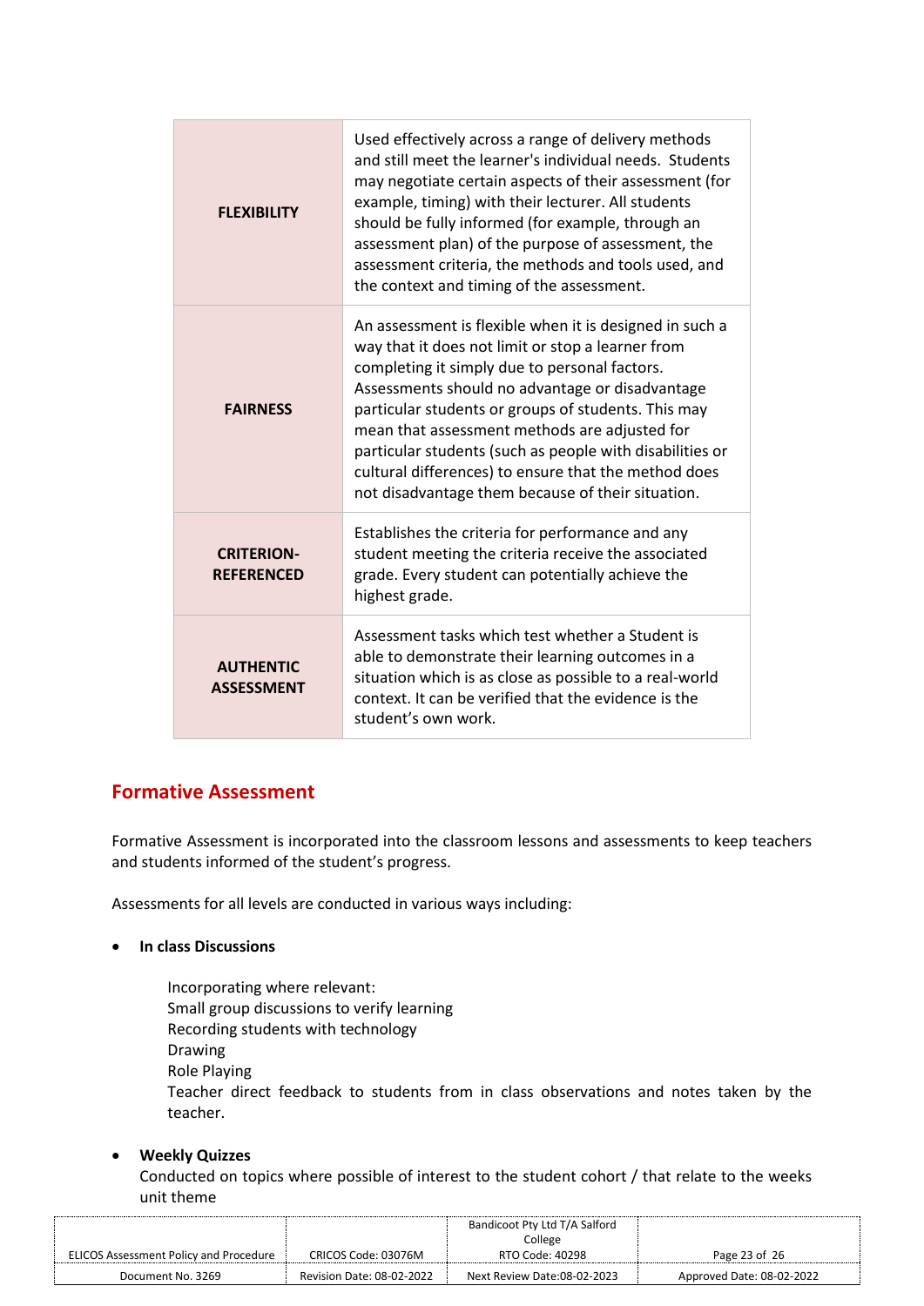| | |
|---|---|
| **FLEXIBILITY** | Used effectively across a range of delivery methods and still meet the learner's individual needs. Students may negotiate certain aspects of their assessment (for example, timing) with their lecturer. All students should be fully informed (for example, through an assessment plan) of the purpose of assessment, the assessment criteria, the methods and tools used, and the context and timing of the assessment. |
| **FAIRNESS** | An assessment is flexible when it is designed in such a way that it does not limit or stop a learner from completing it simply due to personal factors. Assessments should no advantage or disadvantage particular students or groups of students. This may mean that assessment methods are adjusted for particular students (such as people with disabilities or cultural differences) to ensure that the method does not disadvantage them because of their situation. |
| **CRITERION-REFERENCED** | Establishes the criteria for performance and any student meeting the criteria receive the associated grade. Every student can potentially achieve the highest grade. |
| **AUTHENTIC ASSESSMENT** | Assessment tasks which test whether a Student is able to demonstrate their learning outcomes in a situation which is as close as possible to a real-world context. It can be verified that the evidence is the student's own work. |

## Formative Assessment

Formative Assessment is incorporated into the classroom lessons and assessments to keep teachers and students informed of the student's progress.

Assessments for all levels are conducted in various ways including:

- **In class Discussions**

  Incorporating where relevant:
  Small group discussions to verify learning
  Recording students with technology
  Drawing
  Role Playing
  Teacher direct feedback to students from in class observations and notes taken by the teacher.

- **Weekly Quizzes**
  Conducted on topics where possible of interest to the student cohort / that relate to the weeks unit theme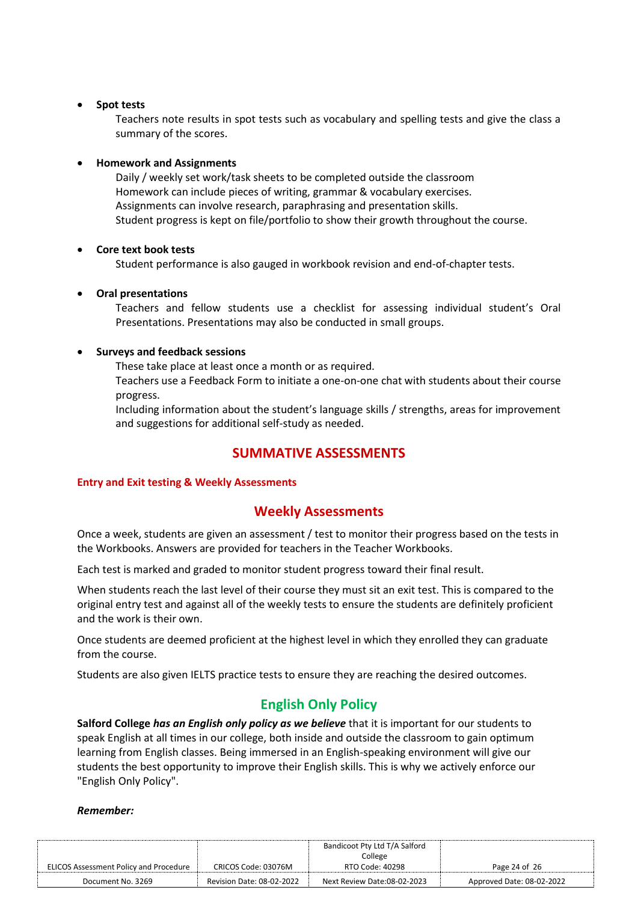- **Spot tests**
  Teachers note results in spot tests such as vocabulary and spelling tests and give the class a summary of the scores.

- **Homework and Assignments**
  Daily / weekly set work/task sheets to be completed outside the classroom
  Homework can include pieces of writing, grammar & vocabulary exercises.
  Assignments can involve research, paraphrasing and presentation skills.
  Student progress is kept on file/portfolio to show their growth throughout the course.

- **Core text book tests**
  Student performance is also gauged in workbook revision and end-of-chapter tests.

- **Oral presentations**
  Teachers and fellow students use a checklist for assessing individual student's Oral Presentations. Presentations may also be conducted in small groups.

- **Surveys and feedback sessions**
  These take place at least once a month or as required.
  Teachers use a Feedback Form to initiate a one-on-one chat with students about their course progress.
  Including information about the student's language skills / strengths, areas for improvement and suggestions for additional self-study as needed.

# SUMMATIVE ASSESSMENTS

#### Entry and Exit testing & Weekly Assessments

## Weekly Assessments

Once a week, students are given an assessment / test to monitor their progress based on the tests in the Workbooks. Answers are provided for teachers in the Teacher Workbooks.

Each test is marked and graded to monitor student progress toward their final result.

When students reach the last level of their course they must sit an exit test. This is compared to the original entry test and against all of the weekly tests to ensure the students are definitely proficient and the work is their own.

Once students are deemed proficient at the highest level in which they enrolled they can graduate from the course.

Students are also given IELTS practice tests to ensure they are reaching the desired outcomes.

## English Only Policy

**Salford College** ***has an English only policy as we believe*** that it is important for our students to speak English at all times in our college, both inside and outside the classroom to gain optimum learning from English classes. Being immersed in an English-speaking environment will give our students the best opportunity to improve their English skills. This is why we actively enforce our "English Only Policy".

***Remember:***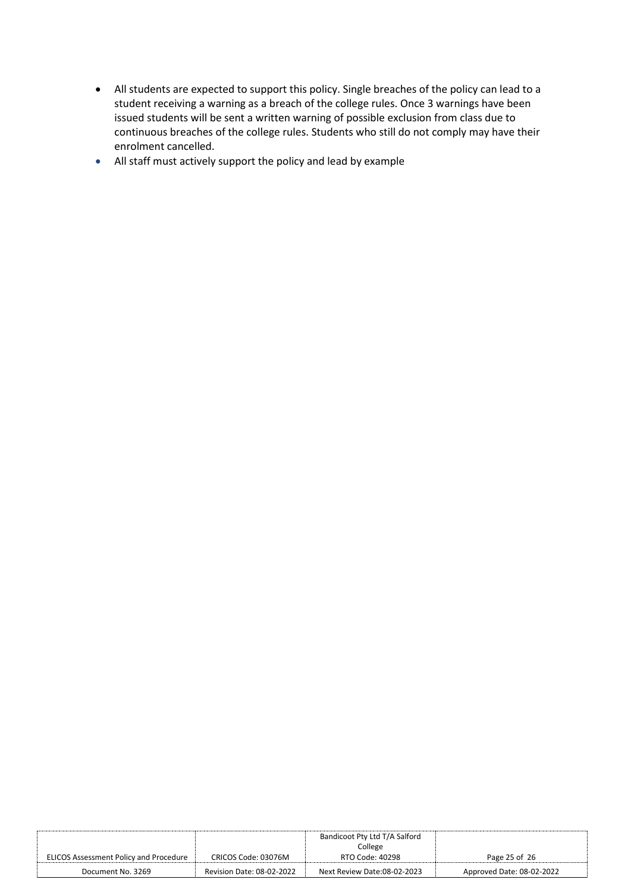- All students are expected to support this policy. Single breaches of the policy can lead to a student receiving a warning as a breach of the college rules. Once 3 warnings have been issued students will be sent a written warning of possible exclusion from class due to continuous breaches of the college rules. Students who still do not comply may have their enrolment cancelled.
- All staff must actively support the policy and lead by example